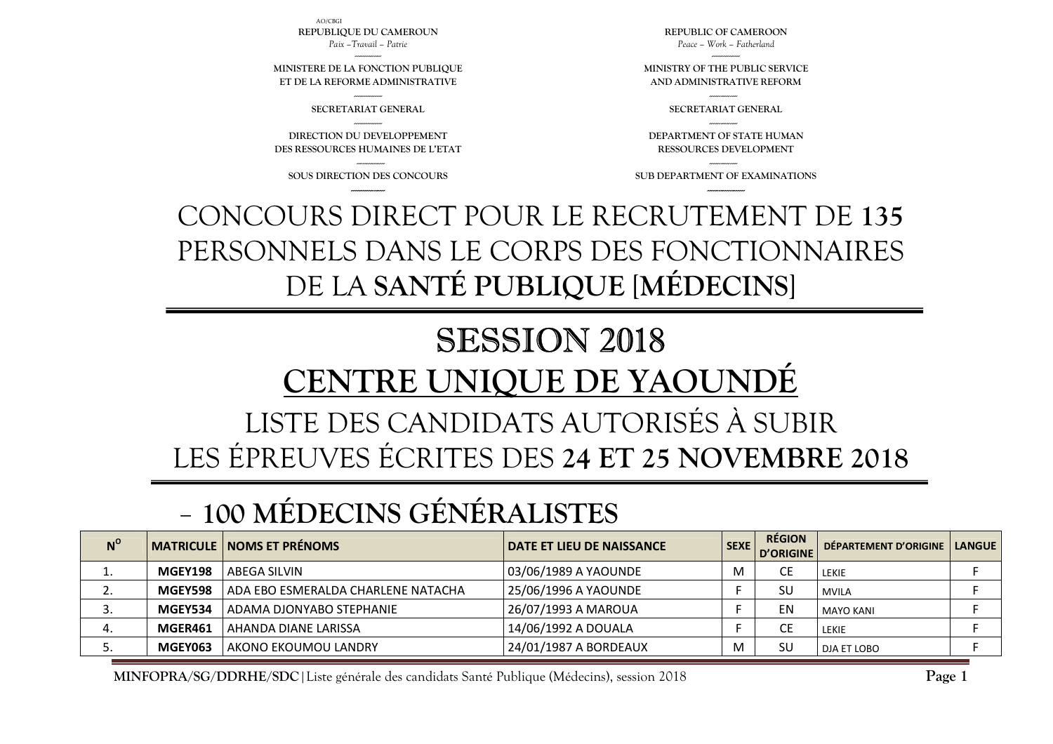AO/CBGI

| REPUBLIQUE DU CAMEROUN | REPUBLIC OF CAMEROON |
|---|---|
| *Paix –Travail – Patrie* | *Peace – Work – Fatherland* |
| MINISTERE DE LA FONCTION PUBLIQUE ET DE LA REFORME ADMINISTRATIVE | MINISTRY OF THE PUBLIC SERVICE AND ADMINISTRATIVE REFORM |
| SECRETARIAT GENERAL | SECRETARIAT GENERAL |
| DIRECTION DU DEVELOPPEMENT DES RESSOURCES HUMAINES DE L'ETAT | DEPARTMENT OF STATE HUMAN RESSOURCES DEVELOPMENT |
| SOUS DIRECTION DES CONCOURS | SUB DEPARTMENT OF EXAMINATIONS |

# CONCOURS DIRECT POUR LE RECRUTEMENT DE **135** PERSONNELS DANS LE CORPS DES FONCTIONNAIRES DE LA **SANTÉ PUBLIQUE** [**MÉDECINS**]

# SESSION 2018

# CENTRE UNIQUE DE YAOUNDÉ

## LISTE DES CANDIDATS AUTORISÉS À SUBIR LES ÉPREUVES ÉCRITES DES **24 ET 25 NOVEMBRE 2018**

## – 100 MÉDECINS GÉNÉRALISTES

| N° | MATRICULE | NOMS ET PRÉNOMS | DATE ET LIEU DE NAISSANCE | SEXE | RÉGION D'ORIGINE | DÉPARTEMENT D'ORIGINE | LANGUE |
|---|---|---|---|---|---|---|---|
| 1. | **MGEY198** | ABEGA SILVIN | 03/06/1989 A YAOUNDE | M | CE | LEKIE | F |
| 2. | **MGEY598** | ADA EBO ESMERALDA CHARLENE NATACHA | 25/06/1996 A YAOUNDE | F | SU | MVILA | F |
| 3. | **MGEY534** | ADAMA DJONYABO STEPHANIE | 26/07/1993 A MAROUA | F | EN | MAYO KANI | F |
| 4. | **MGER461** | AHANDA DIANE LARISSA | 14/06/1992 A DOUALA | F | CE | LEKIE | F |
| 5. | **MGEY063** | AKONO EKOUMOU LANDRY | 24/01/1987 A BORDEAUX | M | SU | DJA ET LOBO | F |

**MINFOPRA/SG/DDRHE/SDC**| Liste générale des candidats Santé Publique (Médecins), session 2018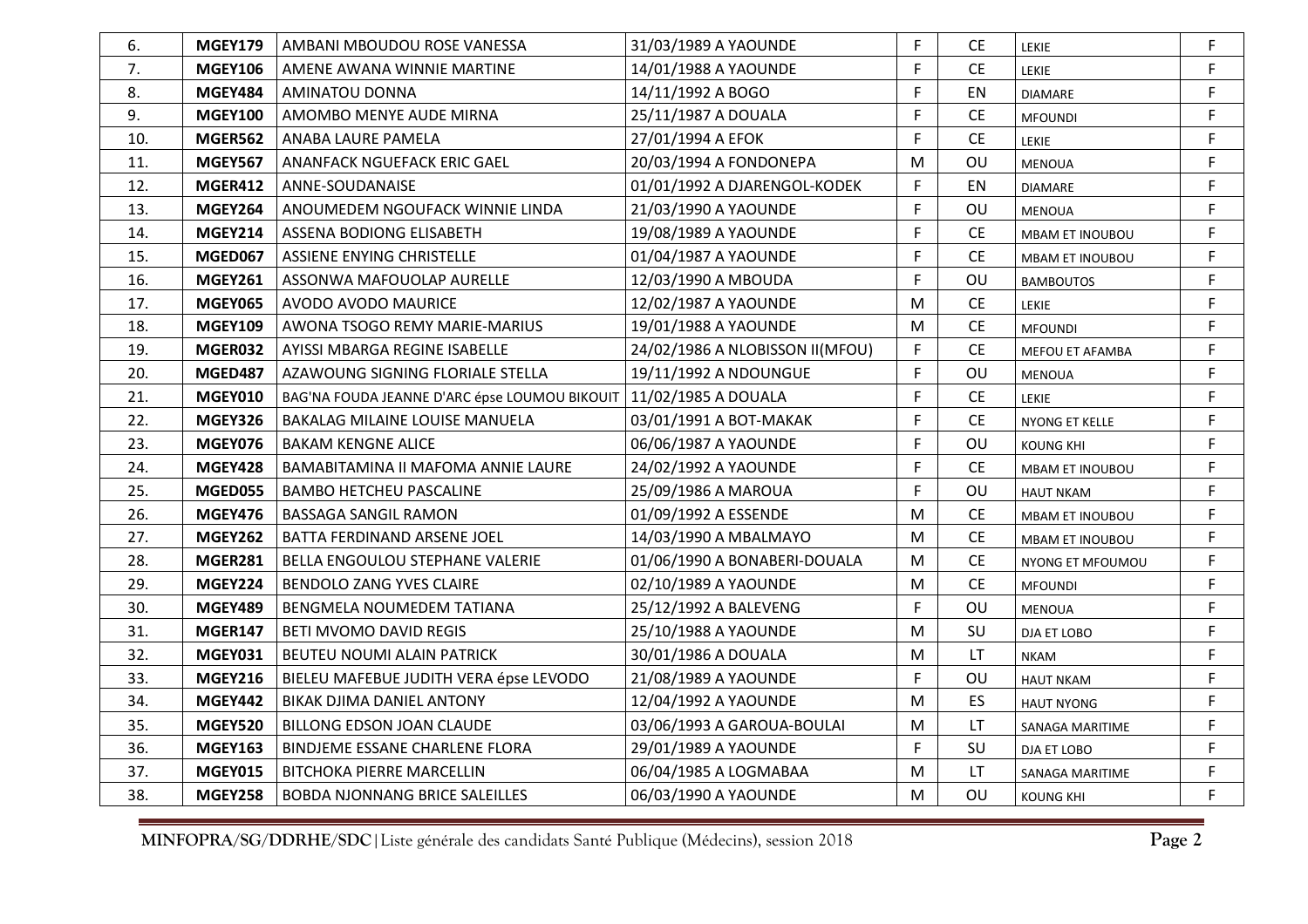| | | | | | | | |
|---|---|---|---|---|---|---|---|
| 6. | **MGEY179** | AMBANI MBOUDOU ROSE VANESSA | 31/03/1989 A YAOUNDE | F | CE | LEKIE | F |
| 7. | **MGEY106** | AMENE AWANA WINNIE MARTINE | 14/01/1988 A YAOUNDE | F | CE | LEKIE | F |
| 8. | **MGEY484** | AMINATOU DONNA | 14/11/1992 A BOGO | F | EN | DIAMARE | F |
| 9. | **MGEY100** | AMOMBO MENYE AUDE MIRNA | 25/11/1987 A DOUALA | F | CE | MFOUNDI | F |
| 10. | **MGER562** | ANABA LAURE PAMELA | 27/01/1994 A EFOK | F | CE | LEKIE | F |
| 11. | **MGEY567** | ANANFACK NGUEFACK ERIC GAEL | 20/03/1994 A FONDONEPA | M | OU | MENOUA | F |
| 12. | **MGER412** | ANNE-SOUDANAISE | 01/01/1992 A DJARENGOL-KODEK | F | EN | DIAMARE | F |
| 13. | **MGEY264** | ANOUMEDEM NGOUFACK WINNIE LINDA | 21/03/1990 A YAOUNDE | F | OU | MENOUA | F |
| 14. | **MGEY214** | ASSENA BODIONG ELISABETH | 19/08/1989 A YAOUNDE | F | CE | MBAM ET INOUBOU | F |
| 15. | **MGED067** | ASSIENE ENYING CHRISTELLE | 01/04/1987 A YAOUNDE | F | CE | MBAM ET INOUBOU | F |
| 16. | **MGEY261** | ASSONWA MAFOUOLAP AURELLE | 12/03/1990 A MBOUDA | F | OU | BAMBOUTOS | F |
| 17. | **MGEY065** | AVODO AVODO MAURICE | 12/02/1987 A YAOUNDE | M | CE | LEKIE | F |
| 18. | **MGEY109** | AWONA TSOGO REMY MARIE-MARIUS | 19/01/1988 A YAOUNDE | M | CE | MFOUNDI | F |
| 19. | **MGER032** | AYISSI MBARGA REGINE ISABELLE | 24/02/1986 A NLOBISSON II(MFOU) | F | CE | MEFOU ET AFAMBA | F |
| 20. | **MGED487** | AZAWOUNG SIGNING FLORIALE STELLA | 19/11/1992 A NDOUNGUE | F | OU | MENOUA | F |
| 21. | **MGEY010** | BAG'NA FOUDA JEANNE D'ARC épse LOUMOU BIKOUIT | 11/02/1985 A DOUALA | F | CE | LEKIE | F |
| 22. | **MGEY326** | BAKALAG MILAINE LOUISE MANUELA | 03/01/1991 A BOT-MAKAK | F | CE | NYONG ET KELLE | F |
| 23. | **MGEY076** | BAKAM KENGNE ALICE | 06/06/1987 A YAOUNDE | F | OU | KOUNG KHI | F |
| 24. | **MGEY428** | BAMABITAMINA II MAFOMA ANNIE LAURE | 24/02/1992 A YAOUNDE | F | CE | MBAM ET INOUBOU | F |
| 25. | **MGED055** | BAMBO HETCHEU PASCALINE | 25/09/1986 A MAROUA | F | OU | HAUT NKAM | F |
| 26. | **MGEY476** | BASSAGA SANGIL RAMON | 01/09/1992 A ESSENDE | M | CE | MBAM ET INOUBOU | F |
| 27. | **MGEY262** | BATTA FERDINAND ARSENE JOEL | 14/03/1990 A MBALMAYO | M | CE | MBAM ET INOUBOU | F |
| 28. | **MGER281** | BELLA ENGOULOU STEPHANE VALERIE | 01/06/1990 A BONABERI-DOUALA | M | CE | NYONG ET MFOUMOU | F |
| 29. | **MGEY224** | BENDOLO ZANG YVES CLAIRE | 02/10/1989 A YAOUNDE | M | CE | MFOUNDI | F |
| 30. | **MGEY489** | BENGMELA NOUMEDEM TATIANA | 25/12/1992 A BALEVENG | F | OU | MENOUA | F |
| 31. | **MGER147** | BETI MVOMO DAVID REGIS | 25/10/1988 A YAOUNDE | M | SU | DJA ET LOBO | F |
| 32. | **MGEY031** | BEUTEU NOUMI ALAIN PATRICK | 30/01/1986 A DOUALA | M | LT | NKAM | F |
| 33. | **MGEY216** | BIELEU MAFEBUE JUDITH VERA épse LEVODO | 21/08/1989 A YAOUNDE | F | OU | HAUT NKAM | F |
| 34. | **MGEY442** | BIKAK DJIMA DANIEL ANTONY | 12/04/1992 A YAOUNDE | M | ES | HAUT NYONG | F |
| 35. | **MGEY520** | BILLONG EDSON JOAN CLAUDE | 03/06/1993 A GAROUA-BOULAI | M | LT | SANAGA MARITIME | F |
| 36. | **MGEY163** | BINDJEME ESSANE CHARLENE FLORA | 29/01/1989 A YAOUNDE | F | SU | DJA ET LOBO | F |
| 37. | **MGEY015** | BITCHOKA PIERRE MARCELLIN | 06/04/1985 A LOGMABAA | M | LT | SANAGA MARITIME | F |
| 38. | **MGEY258** | BOBDA NJONNANG BRICE SALEILLES | 06/03/1990 A YAOUNDE | M | OU | KOUNG KHI | F |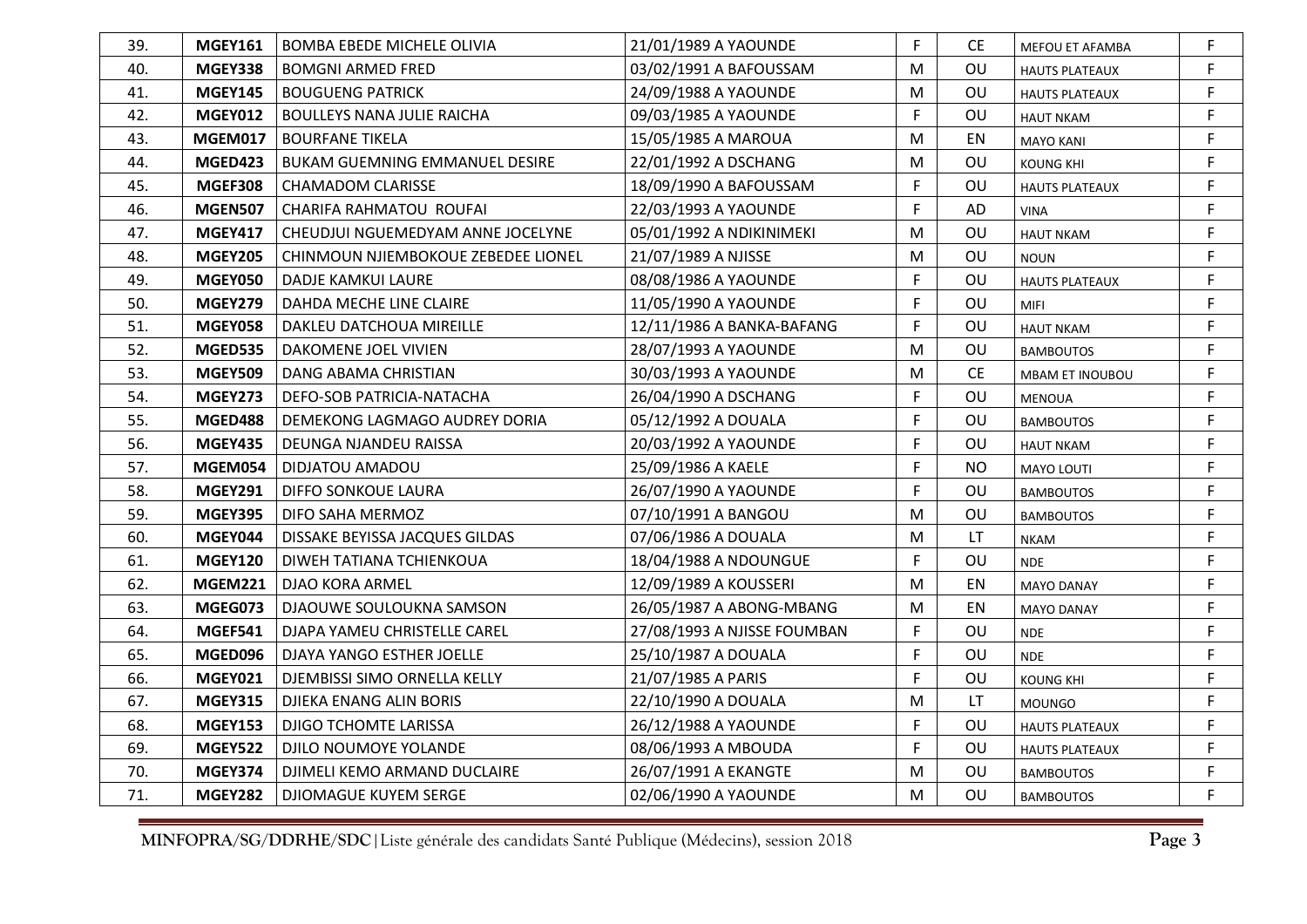| | | | | | | | |
|---|---|---|---|---|---|---|---|
| 39. | **MGEY161** | BOMBA EBEDE MICHELE OLIVIA | 21/01/1989 A YAOUNDE | F | CE | MEFOU ET AFAMBA | F |
| 40. | **MGEY338** | BOMGNI ARMED FRED | 03/02/1991 A BAFOUSSAM | M | OU | HAUTS PLATEAUX | F |
| 41. | **MGEY145** | BOUGUENG PATRICK | 24/09/1988 A YAOUNDE | M | OU | HAUTS PLATEAUX | F |
| 42. | **MGEY012** | BOULLEYS NANA JULIE RAICHA | 09/03/1985 A YAOUNDE | F | OU | HAUT NKAM | F |
| 43. | **MGEM017** | BOURFANE TIKELA | 15/05/1985 A MAROUA | M | EN | MAYO KANI | F |
| 44. | **MGED423** | BUKAM GUEMNING EMMANUEL DESIRE | 22/01/1992 A DSCHANG | M | OU | KOUNG KHI | F |
| 45. | **MGEF308** | CHAMADOM CLARISSE | 18/09/1990 A BAFOUSSAM | F | OU | HAUTS PLATEAUX | F |
| 46. | **MGEN507** | CHARIFA RAHMATOU ROUFAI | 22/03/1993 A YAOUNDE | F | AD | VINA | F |
| 47. | **MGEY417** | CHEUDJUI NGUEMEDYAM ANNE JOCELYNE | 05/01/1992 A NDIKINIMEKI | M | OU | HAUT NKAM | F |
| 48. | **MGEY205** | CHINMOUN NJIEMBOKOUE ZEBEDEE LIONEL | 21/07/1989 A NJISSE | M | OU | NOUN | F |
| 49. | **MGEY050** | DADJE KAMKUI LAURE | 08/08/1986 A YAOUNDE | F | OU | HAUTS PLATEAUX | F |
| 50. | **MGEY279** | DAHDA MECHE LINE CLAIRE | 11/05/1990 A YAOUNDE | F | OU | MIFI | F |
| 51. | **MGEY058** | DAKLEU DATCHOUA MIREILLE | 12/11/1986 A BANKA-BAFANG | F | OU | HAUT NKAM | F |
| 52. | **MGED535** | DAKOMENE JOEL VIVIEN | 28/07/1993 A YAOUNDE | M | OU | BAMBOUTOS | F |
| 53. | **MGEY509** | DANG ABAMA CHRISTIAN | 30/03/1993 A YAOUNDE | M | CE | MBAM ET INOUBOU | F |
| 54. | **MGEY273** | DEFO-SOB PATRICIA-NATACHA | 26/04/1990 A DSCHANG | F | OU | MENOUA | F |
| 55. | **MGED488** | DEMEKONG LAGMAGO AUDREY DORIA | 05/12/1992 A DOUALA | F | OU | BAMBOUTOS | F |
| 56. | **MGEY435** | DEUNGA NJANDEU RAISSA | 20/03/1992 A YAOUNDE | F | OU | HAUT NKAM | F |
| 57. | **MGEM054** | DIDJATOU AMADOU | 25/09/1986 A KAELE | F | NO | MAYO LOUTI | F |
| 58. | **MGEY291** | DIFFO SONKOUE LAURA | 26/07/1990 A YAOUNDE | F | OU | BAMBOUTOS | F |
| 59. | **MGEY395** | DIFO SAHA MERMOZ | 07/10/1991 A BANGOU | M | OU | BAMBOUTOS | F |
| 60. | **MGEY044** | DISSAKE BEYISSA JACQUES GILDAS | 07/06/1986 A DOUALA | M | LT | NKAM | F |
| 61. | **MGEY120** | DIWEH TATIANA TCHIENKOUA | 18/04/1988 A NDOUNGUE | F | OU | NDE | F |
| 62. | **MGEM221** | DJAO KORA ARMEL | 12/09/1989 A KOUSSERI | M | EN | MAYO DANAY | F |
| 63. | **MGEG073** | DJAOUWE SOULOUKNA SAMSON | 26/05/1987 A ABONG-MBANG | M | EN | MAYO DANAY | F |
| 64. | **MGEF541** | DJAPA YAMEU CHRISTELLE CAREL | 27/08/1993 A NJISSE FOUMBAN | F | OU | NDE | F |
| 65. | **MGED096** | DJAYA YANGO ESTHER JOELLE | 25/10/1987 A DOUALA | F | OU | NDE | F |
| 66. | **MGEY021** | DJEMBISSI SIMO ORNELLA KELLY | 21/07/1985 A PARIS | F | OU | KOUNG KHI | F |
| 67. | **MGEY315** | DJIEKA ENANG ALIN BORIS | 22/10/1990 A DOUALA | M | LT | MOUNGO | F |
| 68. | **MGEY153** | DJIGO TCHOMTE LARISSA | 26/12/1988 A YAOUNDE | F | OU | HAUTS PLATEAUX | F |
| 69. | **MGEY522** | DJILO NOUMOYE YOLANDE | 08/06/1993 A MBOUDA | F | OU | HAUTS PLATEAUX | F |
| 70. | **MGEY374** | DJIMELI KEMO ARMAND DUCLAIRE | 26/07/1991 A EKANGTE | M | OU | BAMBOUTOS | F |
| 71. | **MGEY282** | DJIOMAGUE KUYEM SERGE | 02/06/1990 A YAOUNDE | M | OU | BAMBOUTOS | F |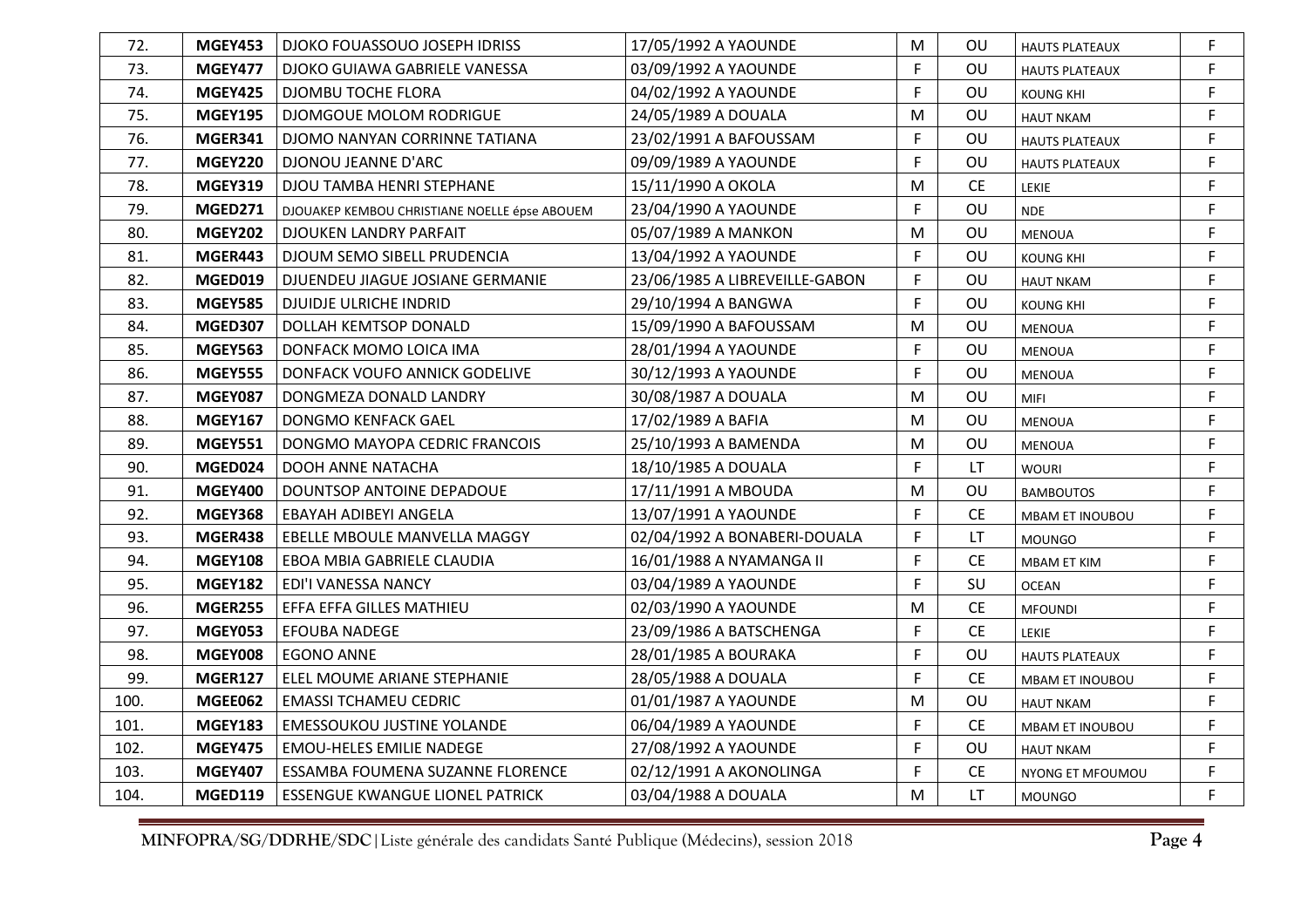| | | | | | | | |
|---|---|---|---|---|---|---|---|
| 72. | **MGEY453** | DJOKO FOUASSOUO JOSEPH IDRISS | 17/05/1992 A YAOUNDE | M | OU | HAUTS PLATEAUX | F |
| 73. | **MGEY477** | DJOKO GUIAWA GABRIELE VANESSA | 03/09/1992 A YAOUNDE | F | OU | HAUTS PLATEAUX | F |
| 74. | **MGEY425** | DJOMBU TOCHE FLORA | 04/02/1992 A YAOUNDE | F | OU | KOUNG KHI | F |
| 75. | **MGEY195** | DJOMGOUE MOLOM RODRIGUE | 24/05/1989 A DOUALA | M | OU | HAUT NKAM | F |
| 76. | **MGER341** | DJOMO NANYAN CORRINNE TATIANA | 23/02/1991 A BAFOUSSAM | F | OU | HAUTS PLATEAUX | F |
| 77. | **MGEY220** | DJONOU JEANNE D'ARC | 09/09/1989 A YAOUNDE | F | OU | HAUTS PLATEAUX | F |
| 78. | **MGEY319** | DJOU TAMBA HENRI STEPHANE | 15/11/1990 A OKOLA | M | CE | LEKIE | F |
| 79. | **MGED271** | DJOUAKEP KEMBOU CHRISTIANE NOELLE épse ABOUEM | 23/04/1990 A YAOUNDE | F | OU | NDE | F |
| 80. | **MGEY202** | DJOUKEN LANDRY PARFAIT | 05/07/1989 A MANKON | M | OU | MENOUA | F |
| 81. | **MGER443** | DJOUM SEMO SIBELL PRUDENCIA | 13/04/1992 A YAOUNDE | F | OU | KOUNG KHI | F |
| 82. | **MGED019** | DJUENDEU JIAGUE JOSIANE GERMANIE | 23/06/1985 A LIBREVEILLE-GABON | F | OU | HAUT NKAM | F |
| 83. | **MGEY585** | DJUIDJE ULRICHE INDRID | 29/10/1994 A BANGWA | F | OU | KOUNG KHI | F |
| 84. | **MGED307** | DOLLAH KEMTSOP DONALD | 15/09/1990 A BAFOUSSAM | M | OU | MENOUA | F |
| 85. | **MGEY563** | DONFACK MOMO LOICA IMA | 28/01/1994 A YAOUNDE | F | OU | MENOUA | F |
| 86. | **MGEY555** | DONFACK VOUFO ANNICK GODELIVE | 30/12/1993 A YAOUNDE | F | OU | MENOUA | F |
| 87. | **MGEY087** | DONGMEZA DONALD LANDRY | 30/08/1987 A DOUALA | M | OU | MIFI | F |
| 88. | **MGEY167** | DONGMO KENFACK GAEL | 17/02/1989 A BAFIA | M | OU | MENOUA | F |
| 89. | **MGEY551** | DONGMO MAYOPA CEDRIC FRANCOIS | 25/10/1993 A BAMENDA | M | OU | MENOUA | F |
| 90. | **MGED024** | DOOH ANNE NATACHA | 18/10/1985 A DOUALA | F | LT | WOURI | F |
| 91. | **MGEY400** | DOUNTSOP ANTOINE DEPADOUE | 17/11/1991 A MBOUDA | M | OU | BAMBOUTOS | F |
| 92. | **MGEY368** | EBAYAH ADIBEYI ANGELA | 13/07/1991 A YAOUNDE | F | CE | MBAM ET INOUBOU | F |
| 93. | **MGER438** | EBELLE MBOULE MANVELLA MAGGY | 02/04/1992 A BONABERI-DOUALA | F | LT | MOUNGO | F |
| 94. | **MGEY108** | EBOA MBIA GABRIELE CLAUDIA | 16/01/1988 A NYAMANGA II | F | CE | MBAM ET KIM | F |
| 95. | **MGEY182** | EDI'I VANESSA NANCY | 03/04/1989 A YAOUNDE | F | SU | OCEAN | F |
| 96. | **MGER255** | EFFA EFFA GILLES MATHIEU | 02/03/1990 A YAOUNDE | M | CE | MFOUNDI | F |
| 97. | **MGEY053** | EFOUBA NADEGE | 23/09/1986 A BATSCHENGA | F | CE | LEKIE | F |
| 98. | **MGEY008** | EGONO ANNE | 28/01/1985 A BOURAKA | F | OU | HAUTS PLATEAUX | F |
| 99. | **MGER127** | ELEL MOUME ARIANE STEPHANIE | 28/05/1988 A DOUALA | F | CE | MBAM ET INOUBOU | F |
| 100. | **MGEE062** | EMASSI TCHAMEU CEDRIC | 01/01/1987 A YAOUNDE | M | OU | HAUT NKAM | F |
| 101. | **MGEY183** | EMESSOUKOU JUSTINE YOLANDE | 06/04/1989 A YAOUNDE | F | CE | MBAM ET INOUBOU | F |
| 102. | **MGEY475** | EMOU-HELES EMILIE NADEGE | 27/08/1992 A YAOUNDE | F | OU | HAUT NKAM | F |
| 103. | **MGEY407** | ESSAMBA FOUMENA SUZANNE FLORENCE | 02/12/1991 A AKONOLINGA | F | CE | NYONG ET MFOUMOU | F |
| 104. | **MGED119** | ESSENGUE KWANGUE LIONEL PATRICK | 03/04/1988 A DOUALA | M | LT | MOUNGO | F |

**MINFOPRA/SG/DDRHE/SDC**|Liste générale des candidats Santé Publique (Médecins), session 2018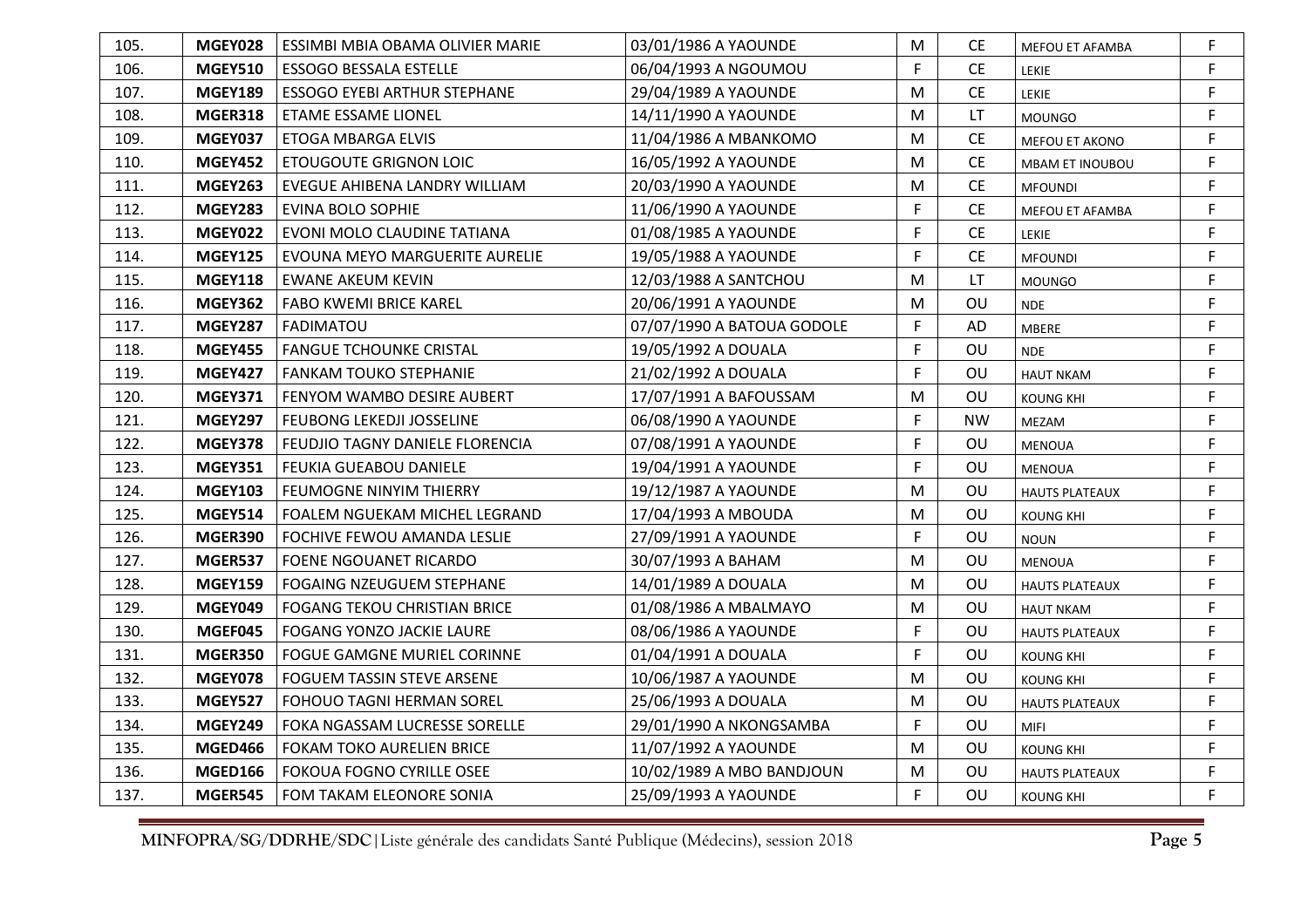| 105. | MGEY028 | ESSIMBI MBIA OBAMA OLIVIER MARIE | 03/01/1986 A YAOUNDE | M | CE | MEFOU ET AFAMBA | F |
|---|---|---|---|---|---|---|---|
| 106. | MGEY510 | ESSOGO BESSALA ESTELLE | 06/04/1993 A NGOUMOU | F | CE | LEKIE | F |
| 107. | MGEY189 | ESSOGO EYEBI ARTHUR STEPHANE | 29/04/1989 A YAOUNDE | M | CE | LEKIE | F |
| 108. | MGER318 | ETAME ESSAME LIONEL | 14/11/1990 A YAOUNDE | M | LT | MOUNGO | F |
| 109. | MGEY037 | ETOGA MBARGA ELVIS | 11/04/1986 A MBANKOMO | M | CE | MEFOU ET AKONO | F |
| 110. | MGEY452 | ETOUGOUTE GRIGNON LOIC | 16/05/1992 A YAOUNDE | M | CE | MBAM ET INOUBOU | F |
| 111. | MGEY263 | EVEGUE AHIBENA LANDRY WILLIAM | 20/03/1990 A YAOUNDE | M | CE | MFOUNDI | F |
| 112. | MGEY283 | EVINA BOLO SOPHIE | 11/06/1990 A YAOUNDE | F | CE | MEFOU ET AFAMBA | F |
| 113. | MGEY022 | EVONI MOLO CLAUDINE TATIANA | 01/08/1985 A YAOUNDE | F | CE | LEKIE | F |
| 114. | MGEY125 | EVOUNA MEYO MARGUERITE AURELIE | 19/05/1988 A YAOUNDE | F | CE | MFOUNDI | F |
| 115. | MGEY118 | EWANE AKEUM KEVIN | 12/03/1988 A SANTCHOU | M | LT | MOUNGO | F |
| 116. | MGEY362 | FABO KWEMI BRICE KAREL | 20/06/1991 A YAOUNDE | M | OU | NDE | F |
| 117. | MGEY287 | FADIMATOU | 07/07/1990 A BATOUA GODOLE | F | AD | MBERE | F |
| 118. | MGEY455 | FANGUE TCHOUNKE CRISTAL | 19/05/1992 A DOUALA | F | OU | NDE | F |
| 119. | MGEY427 | FANKAM TOUKO STEPHANIE | 21/02/1992 A DOUALA | F | OU | HAUT NKAM | F |
| 120. | MGEY371 | FENYOM WAMBO DESIRE AUBERT | 17/07/1991 A BAFOUSSAM | M | OU | KOUNG KHI | F |
| 121. | MGEY297 | FEUBONG LEKEDJI JOSSELINE | 06/08/1990 A YAOUNDE | F | NW | MEZAM | F |
| 122. | MGEY378 | FEUDJIO TAGNY DANIELE FLORENCIA | 07/08/1991 A YAOUNDE | F | OU | MENOUA | F |
| 123. | MGEY351 | FEUKIA GUEABOU DANIELE | 19/04/1991 A YAOUNDE | F | OU | MENOUA | F |
| 124. | MGEY103 | FEUMOGNE NINYIM THIERRY | 19/12/1987 A YAOUNDE | M | OU | HAUTS PLATEAUX | F |
| 125. | MGEY514 | FOALEM NGUEKAM MICHEL LEGRAND | 17/04/1993 A MBOUDA | M | OU | KOUNG KHI | F |
| 126. | MGER390 | FOCHIVE FEWOU AMANDA LESLIE | 27/09/1991 A YAOUNDE | F | OU | NOUN | F |
| 127. | MGER537 | FOENE NGOUANET RICARDO | 30/07/1993 A BAHAM | M | OU | MENOUA | F |
| 128. | MGEY159 | FOGAING NZEUGUEM STEPHANE | 14/01/1989 A DOUALA | M | OU | HAUTS PLATEAUX | F |
| 129. | MGEY049 | FOGANG TEKOU CHRISTIAN BRICE | 01/08/1986 A MBALMAYO | M | OU | HAUT NKAM | F |
| 130. | MGEF045 | FOGANG YONZO JACKIE LAURE | 08/06/1986 A YAOUNDE | F | OU | HAUTS PLATEAUX | F |
| 131. | MGER350 | FOGUE GAMGNE MURIEL CORINNE | 01/04/1991 A DOUALA | F | OU | KOUNG KHI | F |
| 132. | MGEY078 | FOGUEM TASSIN STEVE ARSENE | 10/06/1987 A YAOUNDE | M | OU | KOUNG KHI | F |
| 133. | MGEY527 | FOHOUO TAGNI HERMAN SOREL | 25/06/1993 A DOUALA | M | OU | HAUTS PLATEAUX | F |
| 134. | MGEY249 | FOKA NGASSAM LUCRESSE SORELLE | 29/01/1990 A NKONGSAMBA | F | OU | MIFI | F |
| 135. | MGED466 | FOKAM TOKO AURELIEN BRICE | 11/07/1992 A YAOUNDE | M | OU | KOUNG KHI | F |
| 136. | MGED166 | FOKOUA FOGNO CYRILLE OSEE | 10/02/1989 A MBO BANDJOUN | M | OU | HAUTS PLATEAUX | F |
| 137. | MGER545 | FOM TAKAM ELEONORE SONIA | 25/09/1993 A YAOUNDE | F | OU | KOUNG KHI | F |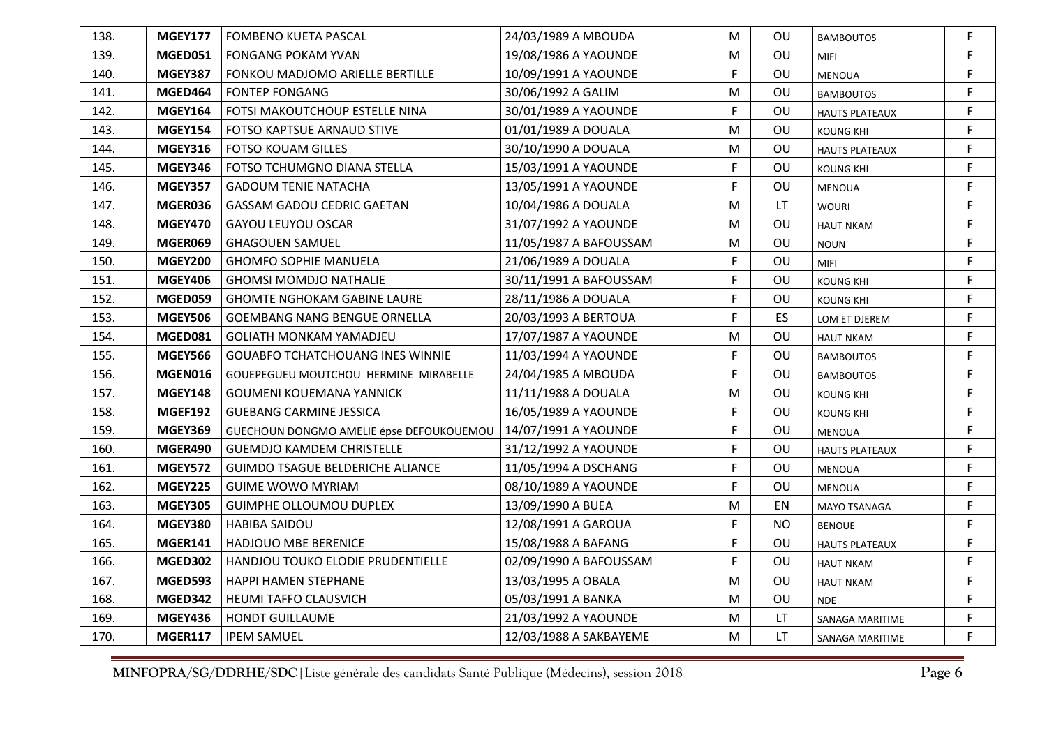| | | | | | | | |
|---|---|---|---|---|---|---|---|
| 138. | **MGEY177** | FOMBENO KUETA PASCAL | 24/03/1989 A MBOUDA | M | OU | BAMBOUTOS | F |
| 139. | **MGED051** | FONGANG POKAM YVAN | 19/08/1986 A YAOUNDE | M | OU | MIFI | F |
| 140. | **MGEY387** | FONKOU MADJOMO ARIELLE BERTILLE | 10/09/1991 A YAOUNDE | F | OU | MENOUA | F |
| 141. | **MGED464** | FONTEP FONGANG | 30/06/1992 A GALIM | M | OU | BAMBOUTOS | F |
| 142. | **MGEY164** | FOTSI MAKOUTCHOUP ESTELLE NINA | 30/01/1989 A YAOUNDE | F | OU | HAUTS PLATEAUX | F |
| 143. | **MGEY154** | FOTSO KAPTSUE ARNAUD STIVE | 01/01/1989 A DOUALA | M | OU | KOUNG KHI | F |
| 144. | **MGEY316** | FOTSO KOUAM GILLES | 30/10/1990 A DOUALA | M | OU | HAUTS PLATEAUX | F |
| 145. | **MGEY346** | FOTSO TCHUMGNO DIANA STELLA | 15/03/1991 A YAOUNDE | F | OU | KOUNG KHI | F |
| 146. | **MGEY357** | GADOUM TENIE NATACHA | 13/05/1991 A YAOUNDE | F | OU | MENOUA | F |
| 147. | **MGER036** | GASSAM GADOU CEDRIC GAETAN | 10/04/1986 A DOUALA | M | LT | WOURI | F |
| 148. | **MGEY470** | GAYOU LEUYOU OSCAR | 31/07/1992 A YAOUNDE | M | OU | HAUT NKAM | F |
| 149. | **MGER069** | GHAGOUEN SAMUEL | 11/05/1987 A BAFOUSSAM | M | OU | NOUN | F |
| 150. | **MGEY200** | GHOMFO SOPHIE MANUELA | 21/06/1989 A DOUALA | F | OU | MIFI | F |
| 151. | **MGEY406** | GHOMSI MOMDJO NATHALIE | 30/11/1991 A BAFOUSSAM | F | OU | KOUNG KHI | F |
| 152. | **MGED059** | GHOMTE NGHOKAM GABINE LAURE | 28/11/1986 A DOUALA | F | OU | KOUNG KHI | F |
| 153. | **MGEY506** | GOEMBANG NANG BENGUE ORNELLA | 20/03/1993 A BERTOUA | F | ES | LOM ET DJEREM | F |
| 154. | **MGED081** | GOLIATH MONKAM YAMADJEU | 17/07/1987 A YAOUNDE | M | OU | HAUT NKAM | F |
| 155. | **MGEY566** | GOUABFO TCHATCHOUANG INES WINNIE | 11/03/1994 A YAOUNDE | F | OU | BAMBOUTOS | F |
| 156. | **MGEN016** | GOUEPEGUEU MOUTCHOU HERMINE MIRABELLE | 24/04/1985 A MBOUDA | F | OU | BAMBOUTOS | F |
| 157. | **MGEY148** | GOUMENI KOUEMANA YANNICK | 11/11/1988 A DOUALA | M | OU | KOUNG KHI | F |
| 158. | **MGEF192** | GUEBANG CARMINE JESSICA | 16/05/1989 A YAOUNDE | F | OU | KOUNG KHI | F |
| 159. | **MGEY369** | GUECHOUN DONGMO AMELIE épse DEFOUKOUEMOU | 14/07/1991 A YAOUNDE | F | OU | MENOUA | F |
| 160. | **MGER490** | GUEMDJO KAMDEM CHRISTELLE | 31/12/1992 A YAOUNDE | F | OU | HAUTS PLATEAUX | F |
| 161. | **MGEY572** | GUIMDO TSAGUE BELDERICHE ALIANCE | 11/05/1994 A DSCHANG | F | OU | MENOUA | F |
| 162. | **MGEY225** | GUIME WOWO MYRIAM | 08/10/1989 A YAOUNDE | F | OU | MENOUA | F |
| 163. | **MGEY305** | GUIMPHE OLLOUMOU DUPLEX | 13/09/1990 A BUEA | M | EN | MAYO TSANAGA | F |
| 164. | **MGEY380** | HABIBA SAIDOU | 12/08/1991 A GAROUA | F | NO | BENOUE | F |
| 165. | **MGER141** | HADJOUO MBE BERENICE | 15/08/1988 A BAFANG | F | OU | HAUTS PLATEAUX | F |
| 166. | **MGED302** | HANDJOU TOUKO ELODIE PRUDENTIELLE | 02/09/1990 A BAFOUSSAM | F | OU | HAUT NKAM | F |
| 167. | **MGED593** | HAPPI HAMEN STEPHANE | 13/03/1995 A OBALA | M | OU | HAUT NKAM | F |
| 168. | **MGED342** | HEUMI TAFFO CLAUSVICH | 05/03/1991 A BANKA | M | OU | NDE | F |
| 169. | **MGEY436** | HONDT GUILLAUME | 21/03/1992 A YAOUNDE | M | LT | SANAGA MARITIME | F |
| 170. | **MGER117** | IPEM SAMUEL | 12/03/1988 A SAKBAYEME | M | LT | SANAGA MARITIME | F |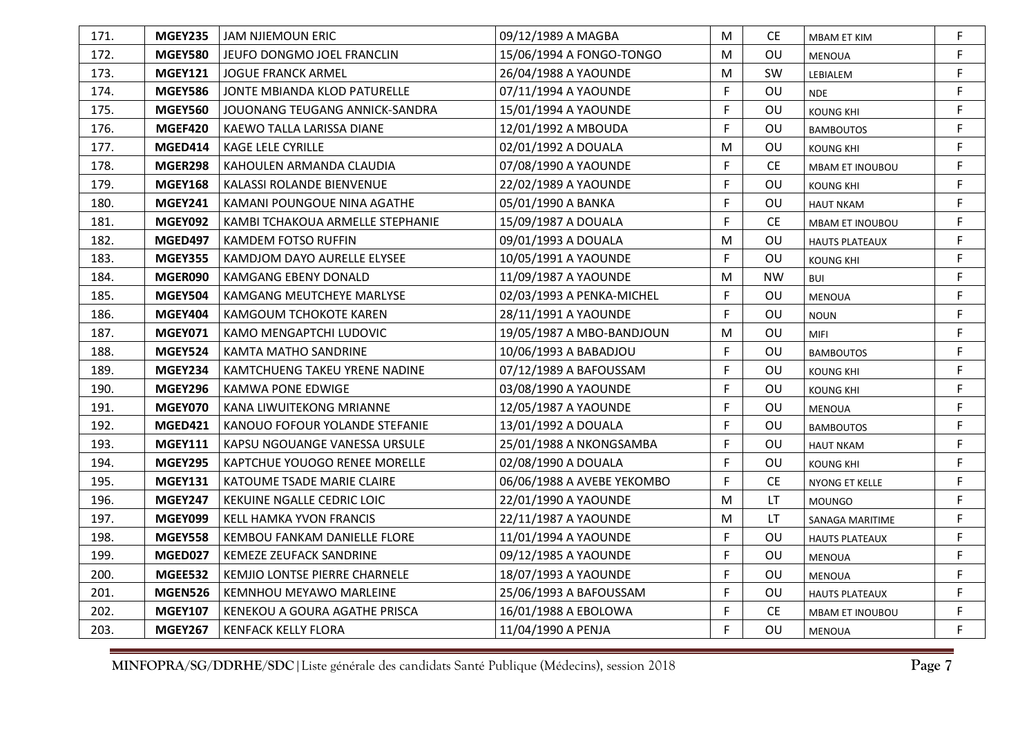| | | | | | | | |
|---|---|---|---|---|---|---|---|
| 171. | **MGEY235** | JAM NJIEMOUN ERIC | 09/12/1989 A MAGBA | M | CE | MBAM ET KIM | F |
| 172. | **MGEY580** | JEUFO DONGMO JOEL FRANCLIN | 15/06/1994 A FONGO-TONGO | M | OU | MENOUA | F |
| 173. | **MGEY121** | JOGUE FRANCK ARMEL | 26/04/1988 A YAOUNDE | M | SW | LEBIALEM | F |
| 174. | **MGEY586** | JONTE MBIANDA KLOD PATURELLE | 07/11/1994 A YAOUNDE | F | OU | NDE | F |
| 175. | **MGEY560** | JOUONANG TEUGANG ANNICK-SANDRA | 15/01/1994 A YAOUNDE | F | OU | KOUNG KHI | F |
| 176. | **MGEF420** | KAEWO TALLA LARISSA DIANE | 12/01/1992 A MBOUDA | F | OU | BAMBOUTOS | F |
| 177. | **MGED414** | KAGE LELE CYRILLE | 02/01/1992 A DOUALA | M | OU | KOUNG KHI | F |
| 178. | **MGER298** | KAHOULEN ARMANDA CLAUDIA | 07/08/1990 A YAOUNDE | F | CE | MBAM ET INOUBOU | F |
| 179. | **MGEY168** | KALASSI ROLANDE BIENVENUE | 22/02/1989 A YAOUNDE | F | OU | KOUNG KHI | F |
| 180. | **MGEY241** | KAMANI POUNGOUE NINA AGATHE | 05/01/1990 A BANKA | F | OU | HAUT NKAM | F |
| 181. | **MGEY092** | KAMBI TCHAKOUA ARMELLE STEPHANIE | 15/09/1987 A DOUALA | F | CE | MBAM ET INOUBOU | F |
| 182. | **MGED497** | KAMDEM FOTSO RUFFIN | 09/01/1993 A DOUALA | M | OU | HAUTS PLATEAUX | F |
| 183. | **MGEY355** | KAMDJOM DAYO AURELLE ELYSEE | 10/05/1991 A YAOUNDE | F | OU | KOUNG KHI | F |
| 184. | **MGER090** | KAMGANG EBENY DONALD | 11/09/1987 A YAOUNDE | M | NW | BUI | F |
| 185. | **MGEY504** | KAMGANG MEUTCHEYE MARLYSE | 02/03/1993 A PENKA-MICHEL | F | OU | MENOUA | F |
| 186. | **MGEY404** | KAMGOUM TCHOKOTE KAREN | 28/11/1991 A YAOUNDE | F | OU | NOUN | F |
| 187. | **MGEY071** | KAMO MENGAPTCHI LUDOVIC | 19/05/1987 A MBO-BANDJOUN | M | OU | MIFI | F |
| 188. | **MGEY524** | KAMTA MATHO SANDRINE | 10/06/1993 A BABADJOU | F | OU | BAMBOUTOS | F |
| 189. | **MGEY234** | KAMTCHUENG TAKEU YRENE NADINE | 07/12/1989 A BAFOUSSAM | F | OU | KOUNG KHI | F |
| 190. | **MGEY296** | KAMWA PONE EDWIGE | 03/08/1990 A YAOUNDE | F | OU | KOUNG KHI | F |
| 191. | **MGEY070** | KANA LIWUITEKONG MRIANNE | 12/05/1987 A YAOUNDE | F | OU | MENOUA | F |
| 192. | **MGED421** | KANOUO FOFOUR YOLANDE STEFANIE | 13/01/1992 A DOUALA | F | OU | BAMBOUTOS | F |
| 193. | **MGEY111** | KAPSU NGOUANGE VANESSA URSULE | 25/01/1988 A NKONGSAMBA | F | OU | HAUT NKAM | F |
| 194. | **MGEY295** | KAPTCHUE YOUOGO RENEE MORELLE | 02/08/1990 A DOUALA | F | OU | KOUNG KHI | F |
| 195. | **MGEY131** | KATOUME TSADE MARIE CLAIRE | 06/06/1988 A AVEBE YEKOMBO | F | CE | NYONG ET KELLE | F |
| 196. | **MGEY247** | KEKUINE NGALLE CEDRIC LOIC | 22/01/1990 A YAOUNDE | M | LT | MOUNGO | F |
| 197. | **MGEY099** | KELL HAMKA YVON FRANCIS | 22/11/1987 A YAOUNDE | M | LT | SANAGA MARITIME | F |
| 198. | **MGEY558** | KEMBOU FANKAM DANIELLE FLORE | 11/01/1994 A YAOUNDE | F | OU | HAUTS PLATEAUX | F |
| 199. | **MGED027** | KEMEZE ZEUFACK SANDRINE | 09/12/1985 A YAOUNDE | F | OU | MENOUA | F |
| 200. | **MGEE532** | KEMJIO LONTSE PIERRE CHARNELE | 18/07/1993 A YAOUNDE | F | OU | MENOUA | F |
| 201. | **MGEN526** | KEMNHOU MEYAWO MARLEINE | 25/06/1993 A BAFOUSSAM | F | OU | HAUTS PLATEAUX | F |
| 202. | **MGEY107** | KENEKOU A GOURA AGATHE PRISCA | 16/01/1988 A EBOLOWA | F | CE | MBAM ET INOUBOU | F |
| 203. | **MGEY267** | KENFACK KELLY FLORA | 11/04/1990 A PENJA | F | OU | MENOUA | F |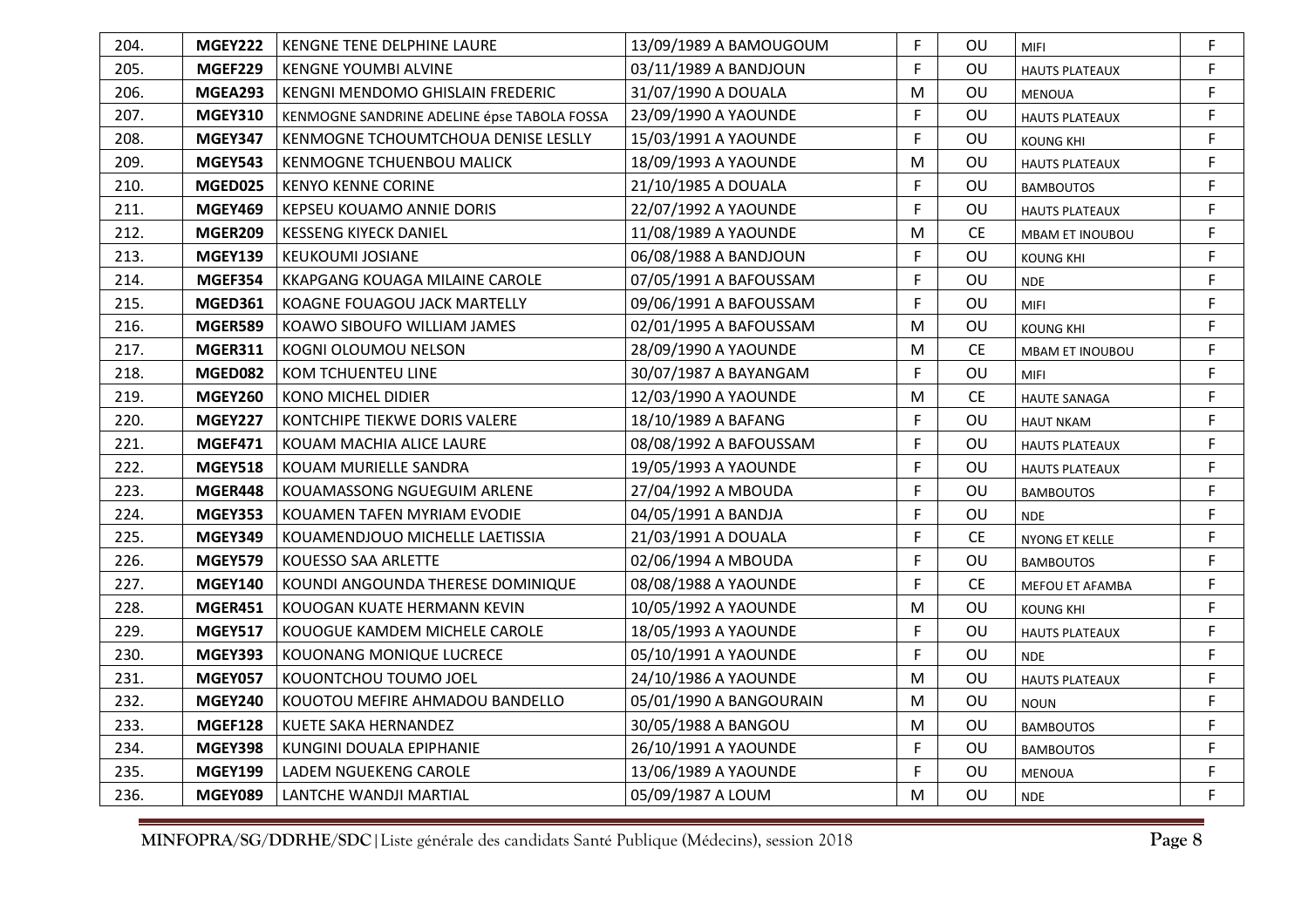| 204. | MGEY222 | KENGNE TENE DELPHINE LAURE | 13/09/1989 A BAMOUGOUM | F | OU | MIFI | F |
|---|---|---|---|---|---|---|---|
| 205. | MGEF229 | KENGNE YOUMBI ALVINE | 03/11/1989 A BANDJOUN | F | OU | HAUTS PLATEAUX | F |
| 206. | MGEA293 | KENGNI MENDOMO GHISLAIN FREDERIC | 31/07/1990 A DOUALA | M | OU | MENOUA | F |
| 207. | MGEY310 | KENMOGNE SANDRINE ADELINE épse TABOLA FOSSA | 23/09/1990 A YAOUNDE | F | OU | HAUTS PLATEAUX | F |
| 208. | MGEY347 | KENMOGNE TCHOUMTCHOUA DENISE LESLLY | 15/03/1991 A YAOUNDE | F | OU | KOUNG KHI | F |
| 209. | MGEY543 | KENMOGNE TCHUENBOU MALICK | 18/09/1993 A YAOUNDE | M | OU | HAUTS PLATEAUX | F |
| 210. | MGED025 | KENYO KENNE CORINE | 21/10/1985 A DOUALA | F | OU | BAMBOUTOS | F |
| 211. | MGEY469 | KEPSEU KOUAMO ANNIE DORIS | 22/07/1992 A YAOUNDE | F | OU | HAUTS PLATEAUX | F |
| 212. | MGER209 | KESSENG KIYECK DANIEL | 11/08/1989 A YAOUNDE | M | CE | MBAM ET INOUBOU | F |
| 213. | MGEY139 | KEUKOUMI JOSIANE | 06/08/1988 A BANDJOUN | F | OU | KOUNG KHI | F |
| 214. | MGEF354 | KKAPGANG KOUAGA MILAINE CAROLE | 07/05/1991 A BAFOUSSAM | F | OU | NDE | F |
| 215. | MGED361 | KOAGNE FOUAGOU JACK MARTELLY | 09/06/1991 A BAFOUSSAM | F | OU | MIFI | F |
| 216. | MGER589 | KOAWO SIBOUFO WILLIAM JAMES | 02/01/1995 A BAFOUSSAM | M | OU | KOUNG KHI | F |
| 217. | MGER311 | KOGNI OLOUMOU NELSON | 28/09/1990 A YAOUNDE | M | CE | MBAM ET INOUBOU | F |
| 218. | MGED082 | KOM TCHUENTEU LINE | 30/07/1987 A BAYANGAM | F | OU | MIFI | F |
| 219. | MGEY260 | KONO MICHEL DIDIER | 12/03/1990 A YAOUNDE | M | CE | HAUTE SANAGA | F |
| 220. | MGEY227 | KONTCHIPE TIEKWE DORIS VALERE | 18/10/1989 A BAFANG | F | OU | HAUT NKAM | F |
| 221. | MGEF471 | KOUAM MACHIA ALICE LAURE | 08/08/1992 A BAFOUSSAM | F | OU | HAUTS PLATEAUX | F |
| 222. | MGEY518 | KOUAM MURIELLE SANDRA | 19/05/1993 A YAOUNDE | F | OU | HAUTS PLATEAUX | F |
| 223. | MGER448 | KOUAMASSONG NGUEGUIM ARLENE | 27/04/1992 A MBOUDA | F | OU | BAMBOUTOS | F |
| 224. | MGEY353 | KOUAMEN TAFEN MYRIAM EVODIE | 04/05/1991 A BANDJA | F | OU | NDE | F |
| 225. | MGEY349 | KOUAMENDJOUO MICHELLE LAETISSIA | 21/03/1991 A DOUALA | F | CE | NYONG ET KELLE | F |
| 226. | MGEY579 | KOUESSO SAA ARLETTE | 02/06/1994 A MBOUDA | F | OU | BAMBOUTOS | F |
| 227. | MGEY140 | KOUNDI ANGOUNDA THERESE DOMINIQUE | 08/08/1988 A YAOUNDE | F | CE | MEFOU ET AFAMBA | F |
| 228. | MGER451 | KOUOGAN KUATE HERMANN KEVIN | 10/05/1992 A YAOUNDE | M | OU | KOUNG KHI | F |
| 229. | MGEY517 | KOUOGUE KAMDEM MICHELE CAROLE | 18/05/1993 A YAOUNDE | F | OU | HAUTS PLATEAUX | F |
| 230. | MGEY393 | KOUONANG MONIQUE LUCRECE | 05/10/1991 A YAOUNDE | F | OU | NDE | F |
| 231. | MGEY057 | KOUONTCHOU TOUMO JOEL | 24/10/1986 A YAOUNDE | M | OU | HAUTS PLATEAUX | F |
| 232. | MGEY240 | KOUOTOU MEFIRE AHMADOU BANDELLO | 05/01/1990 A BANGOURAIN | M | OU | NOUN | F |
| 233. | MGEF128 | KUETE SAKA HERNANDEZ | 30/05/1988 A BANGOU | M | OU | BAMBOUTOS | F |
| 234. | MGEY398 | KUNGINI DOUALA EPIPHANIE | 26/10/1991 A YAOUNDE | F | OU | BAMBOUTOS | F |
| 235. | MGEY199 | LADEM NGUEKENG CAROLE | 13/06/1989 A YAOUNDE | F | OU | MENOUA | F |
| 236. | MGEY089 | LANTCHE WANDJI MARTIAL | 05/09/1987 A LOUM | M | OU | NDE | F |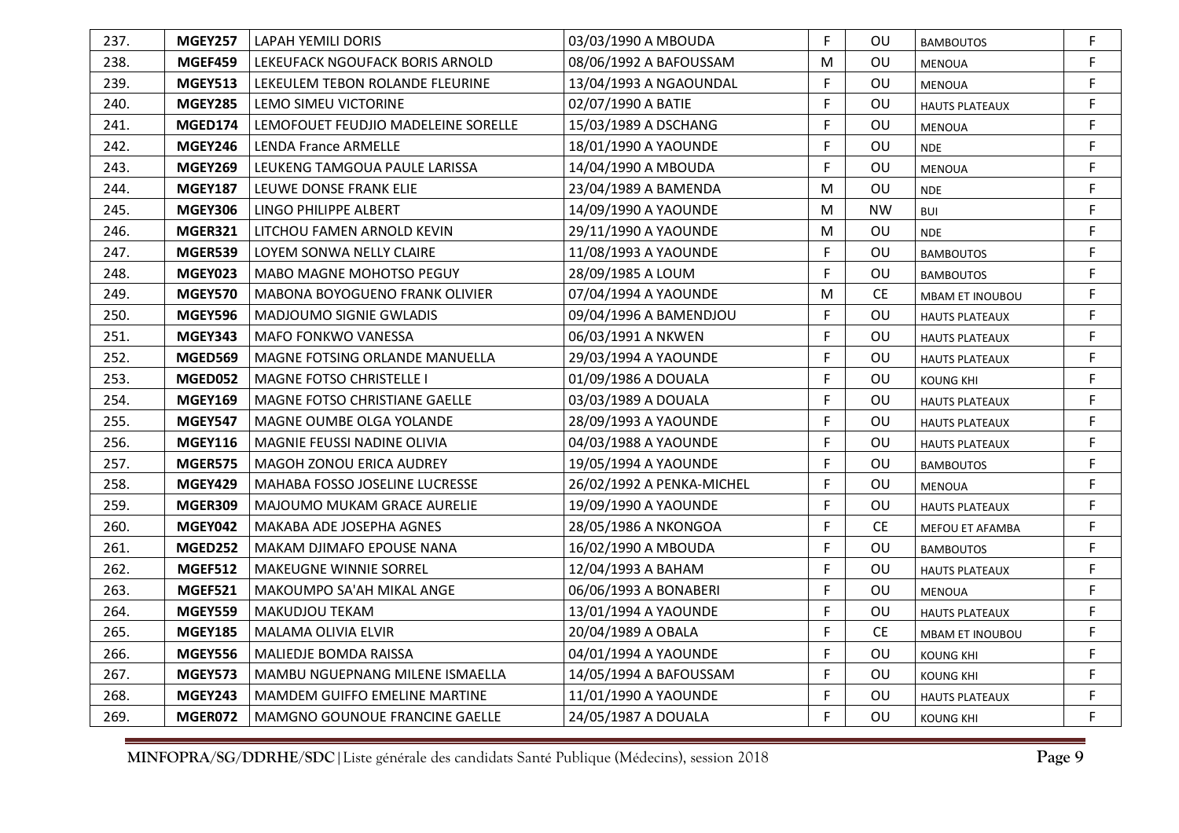| | | | | | | | |
|---|---|---|---|---|---|---|---|
| 237. | **MGEY257** | LAPAH YEMILI DORIS | 03/03/1990 A MBOUDA | F | OU | BAMBOUTOS | F |
| 238. | **MGEF459** | LEKEUFACK NGOUFACK BORIS ARNOLD | 08/06/1992 A BAFOUSSAM | M | OU | MENOUA | F |
| 239. | **MGEY513** | LEKEULEM TEBON ROLANDE FLEURINE | 13/04/1993 A NGAOUNDAL | F | OU | MENOUA | F |
| 240. | **MGEY285** | LEMO SIMEU VICTORINE | 02/07/1990 A BATIE | F | OU | HAUTS PLATEAUX | F |
| 241. | **MGED174** | LEMOFOUET FEUDJIO MADELEINE SORELLE | 15/03/1989 A DSCHANG | F | OU | MENOUA | F |
| 242. | **MGEY246** | LENDA France ARMELLE | 18/01/1990 A YAOUNDE | F | OU | NDE | F |
| 243. | **MGEY269** | LEUKENG TAMGOUA PAULE LARISSA | 14/04/1990 A MBOUDA | F | OU | MENOUA | F |
| 244. | **MGEY187** | LEUWE DONSE FRANK ELIE | 23/04/1989 A BAMENDA | M | OU | NDE | F |
| 245. | **MGEY306** | LINGO PHILIPPE ALBERT | 14/09/1990 A YAOUNDE | M | NW | BUI | F |
| 246. | **MGER321** | LITCHOU FAMEN ARNOLD KEVIN | 29/11/1990 A YAOUNDE | M | OU | NDE | F |
| 247. | **MGER539** | LOYEM SONWA NELLY CLAIRE | 11/08/1993 A YAOUNDE | F | OU | BAMBOUTOS | F |
| 248. | **MGEY023** | MABO MAGNE MOHOTSO PEGUY | 28/09/1985 A LOUM | F | OU | BAMBOUTOS | F |
| 249. | **MGEY570** | MABONA BOYOGUENO FRANK OLIVIER | 07/04/1994 A YAOUNDE | M | CE | MBAM ET INOUBOU | F |
| 250. | **MGEY596** | MADJOUMO SIGNIE GWLADIS | 09/04/1996 A BAMENDJOU | F | OU | HAUTS PLATEAUX | F |
| 251. | **MGEY343** | MAFO FONKWO VANESSA | 06/03/1991 A NKWEN | F | OU | HAUTS PLATEAUX | F |
| 252. | **MGED569** | MAGNE FOTSING ORLANDE MANUELLA | 29/03/1994 A YAOUNDE | F | OU | HAUTS PLATEAUX | F |
| 253. | **MGED052** | MAGNE FOTSO CHRISTELLE I | 01/09/1986 A DOUALA | F | OU | KOUNG KHI | F |
| 254. | **MGEY169** | MAGNE FOTSO CHRISTIANE GAELLE | 03/03/1989 A DOUALA | F | OU | HAUTS PLATEAUX | F |
| 255. | **MGEY547** | MAGNE OUMBE OLGA YOLANDE | 28/09/1993 A YAOUNDE | F | OU | HAUTS PLATEAUX | F |
| 256. | **MGEY116** | MAGNIE FEUSSI NADINE OLIVIA | 04/03/1988 A YAOUNDE | F | OU | HAUTS PLATEAUX | F |
| 257. | **MGER575** | MAGOH ZONOU ERICA AUDREY | 19/05/1994 A YAOUNDE | F | OU | BAMBOUTOS | F |
| 258. | **MGEY429** | MAHABA FOSSO JOSELINE LUCRESSE | 26/02/1992 A PENKA-MICHEL | F | OU | MENOUA | F |
| 259. | **MGER309** | MAJOUMO MUKAM GRACE AURELIE | 19/09/1990 A YAOUNDE | F | OU | HAUTS PLATEAUX | F |
| 260. | **MGEY042** | MAKABA ADE JOSEPHA AGNES | 28/05/1986 A NKONGOA | F | CE | MEFOU ET AFAMBA | F |
| 261. | **MGED252** | MAKAM DJIMAFO EPOUSE NANA | 16/02/1990 A MBOUDA | F | OU | BAMBOUTOS | F |
| 262. | **MGEF512** | MAKEUGNE WINNIE SORREL | 12/04/1993 A BAHAM | F | OU | HAUTS PLATEAUX | F |
| 263. | **MGEF521** | MAKOUMPO SA'AH MIKAL ANGE | 06/06/1993 A BONABERI | F | OU | MENOUA | F |
| 264. | **MGEY559** | MAKUDJOU TEKAM | 13/01/1994 A YAOUNDE | F | OU | HAUTS PLATEAUX | F |
| 265. | **MGEY185** | MALAMA OLIVIA ELVIR | 20/04/1989 A OBALA | F | CE | MBAM ET INOUBOU | F |
| 266. | **MGEY556** | MALIEDJE BOMDA RAISSA | 04/01/1994 A YAOUNDE | F | OU | KOUNG KHI | F |
| 267. | **MGEY573** | MAMBU NGUEPNANG MILENE ISMAELLA | 14/05/1994 A BAFOUSSAM | F | OU | KOUNG KHI | F |
| 268. | **MGEY243** | MAMDEM GUIFFO EMELINE MARTINE | 11/01/1990 A YAOUNDE | F | OU | HAUTS PLATEAUX | F |
| 269. | **MGER072** | MAMGNO GOUNOUE FRANCINE GAELLE | 24/05/1987 A DOUALA | F | OU | KOUNG KHI | F |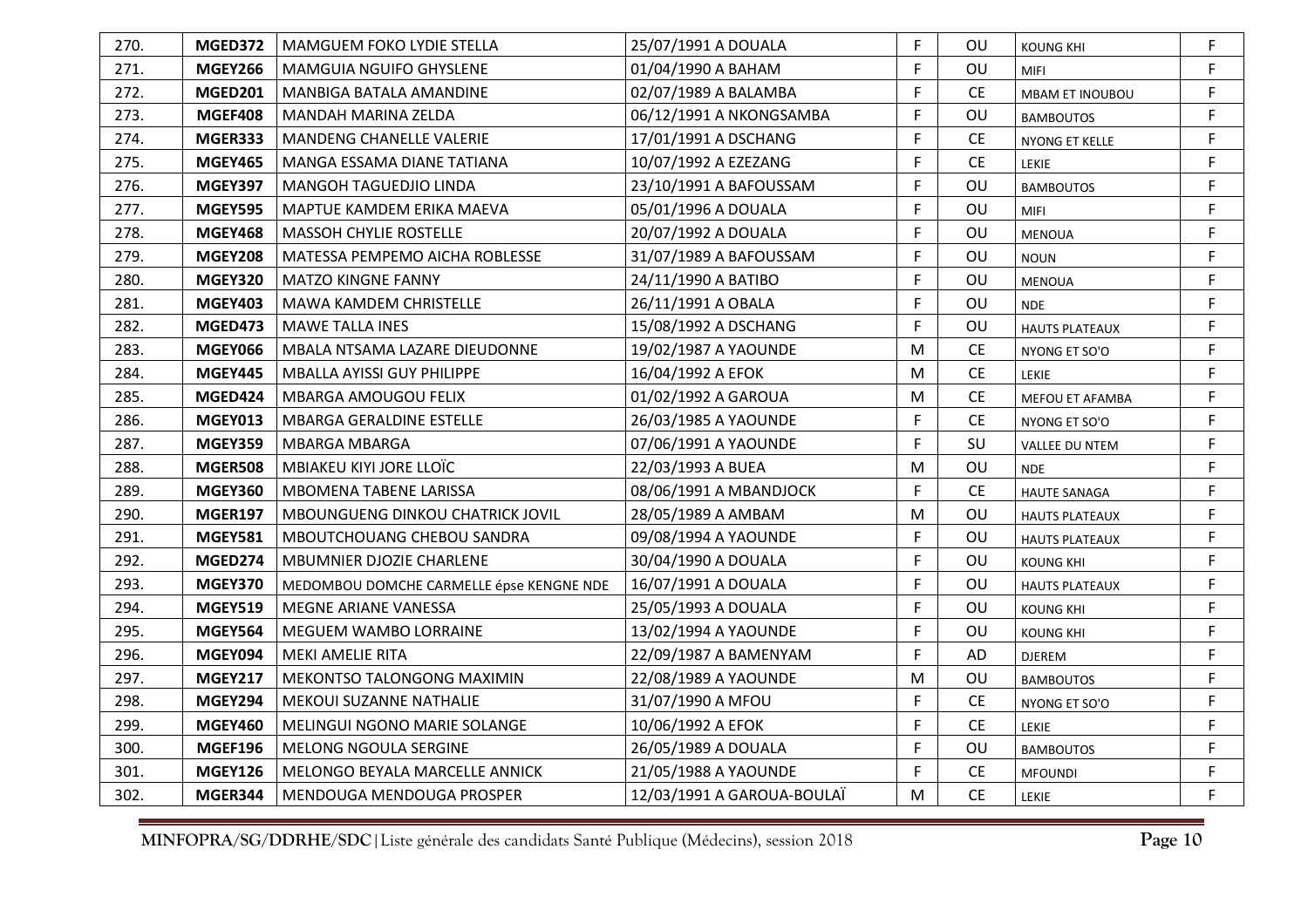| | | | | | | | |
|---|---|---|---|---|---|---|---|
| 270. | **MGED372** | MAMGUEM FOKO LYDIE STELLA | 25/07/1991 A DOUALA | F | OU | KOUNG KHI | F |
| 271. | **MGEY266** | MAMGUIA NGUIFO GHYSLENE | 01/04/1990 A BAHAM | F | OU | MIFI | F |
| 272. | **MGED201** | MANBIGA BATALA AMANDINE | 02/07/1989 A BALAMBA | F | CE | MBAM ET INOUBOU | F |
| 273. | **MGEF408** | MANDAH MARINA ZELDA | 06/12/1991 A NKONGSAMBA | F | OU | BAMBOUTOS | F |
| 274. | **MGER333** | MANDENG CHANELLE VALERIE | 17/01/1991 A DSCHANG | F | CE | NYONG ET KELLE | F |
| 275. | **MGEY465** | MANGA ESSAMA DIANE TATIANA | 10/07/1992 A EZEZANG | F | CE | LEKIE | F |
| 276. | **MGEY397** | MANGOH TAGUEDJIO LINDA | 23/10/1991 A BAFOUSSAM | F | OU | BAMBOUTOS | F |
| 277. | **MGEY595** | MAPTUE KAMDEM ERIKA MAEVA | 05/01/1996 A DOUALA | F | OU | MIFI | F |
| 278. | **MGEY468** | MASSOH CHYLIE ROSTELLE | 20/07/1992 A DOUALA | F | OU | MENOUA | F |
| 279. | **MGEY208** | MATESSA PEMPEMO AICHA ROBLESSE | 31/07/1989 A BAFOUSSAM | F | OU | NOUN | F |
| 280. | **MGEY320** | MATZO KINGNE FANNY | 24/11/1990 A BATIBO | F | OU | MENOUA | F |
| 281. | **MGEY403** | MAWA KAMDEM CHRISTELLE | 26/11/1991 A OBALA | F | OU | NDE | F |
| 282. | **MGED473** | MAWE TALLA INES | 15/08/1992 A DSCHANG | F | OU | HAUTS PLATEAUX | F |
| 283. | **MGEY066** | MBALA NTSAMA LAZARE DIEUDONNE | 19/02/1987 A YAOUNDE | M | CE | NYONG ET SO'O | F |
| 284. | **MGEY445** | MBALLA AYISSI GUY PHILIPPE | 16/04/1992 A EFOK | M | CE | LEKIE | F |
| 285. | **MGED424** | MBARGA AMOUGOU FELIX | 01/02/1992 A GAROUA | M | CE | MEFOU ET AFAMBA | F |
| 286. | **MGEY013** | MBARGA GERALDINE ESTELLE | 26/03/1985 A YAOUNDE | F | CE | NYONG ET SO'O | F |
| 287. | **MGEY359** | MBARGA MBARGA | 07/06/1991 A YAOUNDE | F | SU | VALLEE DU NTEM | F |
| 288. | **MGER508** | MBIAKEU KIYI JORE LLOÏC | 22/03/1993 A BUEA | M | OU | NDE | F |
| 289. | **MGEY360** | MBOMENA TABENE LARISSA | 08/06/1991 A MBANDJOCK | F | CE | HAUTE SANAGA | F |
| 290. | **MGER197** | MBOUNGUENG DINKOU CHATRICK JOVIL | 28/05/1989 A AMBAM | M | OU | HAUTS PLATEAUX | F |
| 291. | **MGEY581** | MBOUTCHOUANG CHEBOU SANDRA | 09/08/1994 A YAOUNDE | F | OU | HAUTS PLATEAUX | F |
| 292. | **MGED274** | MBUMNIER DJOZIE CHARLENE | 30/04/1990 A DOUALA | F | OU | KOUNG KHI | F |
| 293. | **MGEY370** | MEDOMBOU DOMCHE CARMELLE épse KENGNE NDE | 16/07/1991 A DOUALA | F | OU | HAUTS PLATEAUX | F |
| 294. | **MGEY519** | MEGNE ARIANE VANESSA | 25/05/1993 A DOUALA | F | OU | KOUNG KHI | F |
| 295. | **MGEY564** | MEGUEM WAMBO LORRAINE | 13/02/1994 A YAOUNDE | F | OU | KOUNG KHI | F |
| 296. | **MGEY094** | MEKI AMELIE RITA | 22/09/1987 A BAMENYAM | F | AD | DJEREM | F |
| 297. | **MGEY217** | MEKONTSO TALONGONG MAXIMIN | 22/08/1989 A YAOUNDE | M | OU | BAMBOUTOS | F |
| 298. | **MGEY294** | MEKOUI SUZANNE NATHALIE | 31/07/1990 A MFOU | F | CE | NYONG ET SO'O | F |
| 299. | **MGEY460** | MELINGUI NGONO MARIE SOLANGE | 10/06/1992 A EFOK | F | CE | LEKIE | F |
| 300. | **MGEF196** | MELONG NGOULA SERGINE | 26/05/1989 A DOUALA | F | OU | BAMBOUTOS | F |
| 301. | **MGEY126** | MELONGO BEYALA MARCELLE ANNICK | 21/05/1988 A YAOUNDE | F | CE | MFOUNDI | F |
| 302. | **MGER344** | MENDOUGA MENDOUGA PROSPER | 12/03/1991 A GAROUA-BOULAÏ | M | CE | LEKIE | F |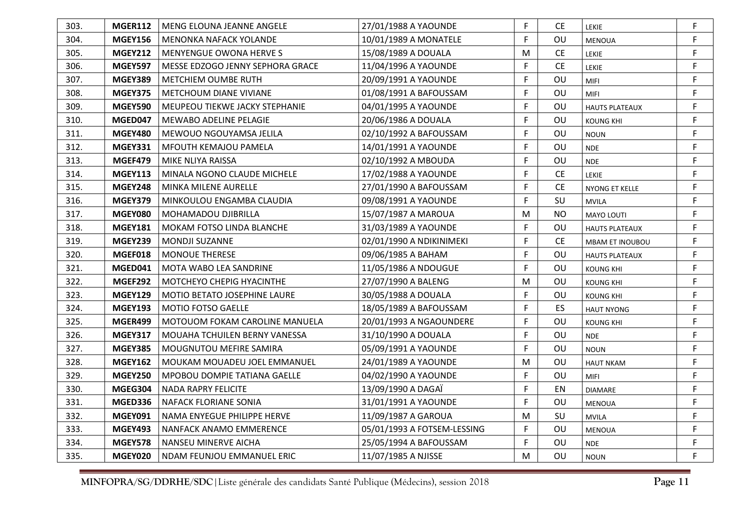| 303. | MGER112 | MENG ELOUNA JEANNE ANGELE | 27/01/1988 A YAOUNDE | F | CE | LEKIE | F |
|---|---|---|---|---|---|---|---|
| 304. | MGEY156 | MENONKA NAFACK YOLANDE | 10/01/1989 A MONATELE | F | OU | MENOUA | F |
| 305. | MGEY212 | MENYENGUE OWONA HERVE S | 15/08/1989 A DOUALA | M | CE | LEKIE | F |
| 306. | MGEY597 | MESSE EDZOGO JENNY SEPHORA GRACE | 11/04/1996 A YAOUNDE | F | CE | LEKIE | F |
| 307. | MGEY389 | METCHIEM OUMBE RUTH | 20/09/1991 A YAOUNDE | F | OU | MIFI | F |
| 308. | MGEY375 | METCHOUM DIANE VIVIANE | 01/08/1991 A BAFOUSSAM | F | OU | MIFI | F |
| 309. | MGEY590 | MEUPEOU TIEKWE JACKY STEPHANIE | 04/01/1995 A YAOUNDE | F | OU | HAUTS PLATEAUX | F |
| 310. | MGED047 | MEWABO ADELINE PELAGIE | 20/06/1986 A DOUALA | F | OU | KOUNG KHI | F |
| 311. | MGEY480 | MEWOUO NGOUYAMSA JELILA | 02/10/1992 A BAFOUSSAM | F | OU | NOUN | F |
| 312. | MGEY331 | MFOUTH KEMAJOU PAMELA | 14/01/1991 A YAOUNDE | F | OU | NDE | F |
| 313. | MGEF479 | MIKE NLIYA RAISSA | 02/10/1992 A MBOUDA | F | OU | NDE | F |
| 314. | MGEY113 | MINALA NGONO CLAUDE MICHELE | 17/02/1988 A YAOUNDE | F | CE | LEKIE | F |
| 315. | MGEY248 | MINKA MILENE AURELLE | 27/01/1990 A BAFOUSSAM | F | CE | NYONG ET KELLE | F |
| 316. | MGEY379 | MINKOULOU ENGAMBA CLAUDIA | 09/08/1991 A YAOUNDE | F | SU | MVILA | F |
| 317. | MGEY080 | MOHAMADOU DJIBRILLA | 15/07/1987 A MAROUA | M | NO | MAYO LOUTI | F |
| 318. | MGEY181 | MOKAM FOTSO LINDA BLANCHE | 31/03/1989 A YAOUNDE | F | OU | HAUTS PLATEAUX | F |
| 319. | MGEY239 | MONDJI SUZANNE | 02/01/1990 A NDIKINIMEKI | F | CE | MBAM ET INOUBOU | F |
| 320. | MGEF018 | MONOUE THERESE | 09/06/1985 A BAHAM | F | OU | HAUTS PLATEAUX | F |
| 321. | MGED041 | MOTA WABO LEA SANDRINE | 11/05/1986 A NDOUGUE | F | OU | KOUNG KHI | F |
| 322. | MGEF292 | MOTCHEYO CHEPIG HYACINTHE | 27/07/1990 A BALENG | M | OU | KOUNG KHI | F |
| 323. | MGEY129 | MOTIO BETATO JOSEPHINE LAURE | 30/05/1988 A DOUALA | F | OU | KOUNG KHI | F |
| 324. | MGEY193 | MOTIO FOTSO GAELLE | 18/05/1989 A BAFOUSSAM | F | ES | HAUT NYONG | F |
| 325. | MGER499 | MOTOUOM FOKAM CAROLINE MANUELA | 20/01/1993 A NGAOUNDERE | F | OU | KOUNG KHI | F |
| 326. | MGEY317 | MOUAHA TCHUILEN BERNY VANESSA | 31/10/1990 A DOUALA | F | OU | NDE | F |
| 327. | MGEY385 | MOUGNUTOU MEFIRE SAMIRA | 05/09/1991 A YAOUNDE | F | OU | NOUN | F |
| 328. | MGEY162 | MOUKAM MOUADEU JOEL EMMANUEL | 24/01/1989 A YAOUNDE | M | OU | HAUT NKAM | F |
| 329. | MGEY250 | MPOBOU DOMPIE TATIANA GAELLE | 04/02/1990 A YAOUNDE | F | OU | MIFI | F |
| 330. | MGEG304 | NADA RAPRY FELICITE | 13/09/1990 A DAGAÏ | F | EN | DIAMARE | F |
| 331. | MGED336 | NAFACK FLORIANE SONIA | 31/01/1991 A YAOUNDE | F | OU | MENOUA | F |
| 332. | MGEY091 | NAMA ENYEGUE PHILIPPE HERVE | 11/09/1987 A GAROUA | M | SU | MVILA | F |
| 333. | MGEY493 | NANFACK ANAMO EMMERENCE | 05/01/1993 A FOTSEM-LESSING | F | OU | MENOUA | F |
| 334. | MGEY578 | NANSEU MINERVE AICHA | 25/05/1994 A BAFOUSSAM | F | OU | NDE | F |
| 335. | MGEY020 | NDAM FEUNJOU EMMANUEL ERIC | 11/07/1985 A NJISSE | M | OU | NOUN | F |

**MINFOPRA/SG/DDRHE/SDC** | Liste générale des candidats Santé Publique (Médecins), session 2018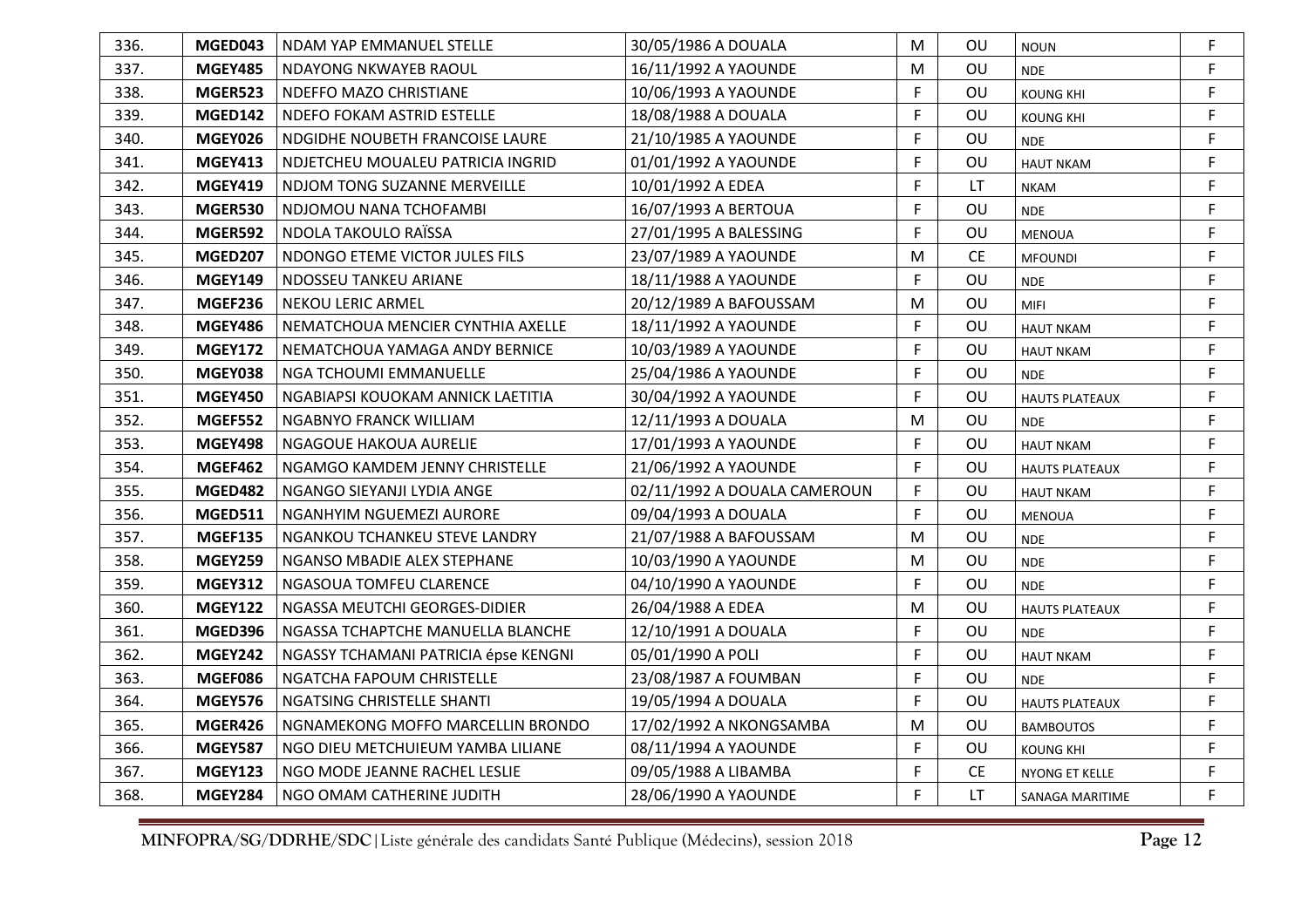| | | | | | | | |
|---|---|---|---|---|---|---|---|
| 336. | **MGED043** | NDAM YAP EMMANUEL STELLE | 30/05/1986 A DOUALA | M | OU | NOUN | F |
| 337. | **MGEY485** | NDAYONG NKWAYEB RAOUL | 16/11/1992 A YAOUNDE | M | OU | NDE | F |
| 338. | **MGER523** | NDEFFO MAZO CHRISTIANE | 10/06/1993 A YAOUNDE | F | OU | KOUNG KHI | F |
| 339. | **MGED142** | NDEFO FOKAM ASTRID ESTELLE | 18/08/1988 A DOUALA | F | OU | KOUNG KHI | F |
| 340. | **MGEY026** | NDGIDHE NOUBETH FRANCOISE LAURE | 21/10/1985 A YAOUNDE | F | OU | NDE | F |
| 341. | **MGEY413** | NDJETCHEU MOUALEU PATRICIA INGRID | 01/01/1992 A YAOUNDE | F | OU | HAUT NKAM | F |
| 342. | **MGEY419** | NDJOM TONG SUZANNE MERVEILLE | 10/01/1992 A EDEA | F | LT | NKAM | F |
| 343. | **MGER530** | NDJOMOU NANA TCHOFAMBI | 16/07/1993 A BERTOUA | F | OU | NDE | F |
| 344. | **MGER592** | NDOLA TAKOULO RAÏSSA | 27/01/1995 A BALESSING | F | OU | MENOUA | F |
| 345. | **MGED207** | NDONGO ETEME VICTOR JULES FILS | 23/07/1989 A YAOUNDE | M | CE | MFOUNDI | F |
| 346. | **MGEY149** | NDOSSEU TANKEU ARIANE | 18/11/1988 A YAOUNDE | F | OU | NDE | F |
| 347. | **MGEF236** | NEKOU LERIC ARMEL | 20/12/1989 A BAFOUSSAM | M | OU | MIFI | F |
| 348. | **MGEY486** | NEMATCHOUA MENCIER CYNTHIA AXELLE | 18/11/1992 A YAOUNDE | F | OU | HAUT NKAM | F |
| 349. | **MGEY172** | NEMATCHOUA YAMAGA ANDY BERNICE | 10/03/1989 A YAOUNDE | F | OU | HAUT NKAM | F |
| 350. | **MGEY038** | NGA TCHOUMI EMMANUELLE | 25/04/1986 A YAOUNDE | F | OU | NDE | F |
| 351. | **MGEY450** | NGABIAPSI KOUOKAM ANNICK LAETITIA | 30/04/1992 A YAOUNDE | F | OU | HAUTS PLATEAUX | F |
| 352. | **MGEF552** | NGABNYO FRANCK WILLIAM | 12/11/1993 A DOUALA | M | OU | NDE | F |
| 353. | **MGEY498** | NGAGOUE HAKOUA AURELIE | 17/01/1993 A YAOUNDE | F | OU | HAUT NKAM | F |
| 354. | **MGEF462** | NGAMGO KAMDEM JENNY CHRISTELLE | 21/06/1992 A YAOUNDE | F | OU | HAUTS PLATEAUX | F |
| 355. | **MGED482** | NGANGO SIEYANJI LYDIA ANGE | 02/11/1992 A DOUALA CAMEROUN | F | OU | HAUT NKAM | F |
| 356. | **MGED511** | NGANHYIM NGUEMEZI AURORE | 09/04/1993 A DOUALA | F | OU | MENOUA | F |
| 357. | **MGEF135** | NGANKOU TCHANKEU STEVE LANDRY | 21/07/1988 A BAFOUSSAM | M | OU | NDE | F |
| 358. | **MGEY259** | NGANSO MBADIE ALEX STEPHANE | 10/03/1990 A YAOUNDE | M | OU | NDE | F |
| 359. | **MGEY312** | NGASOUA TOMFEU CLARENCE | 04/10/1990 A YAOUNDE | F | OU | NDE | F |
| 360. | **MGEY122** | NGASSA MEUTCHI GEORGES-DIDIER | 26/04/1988 A EDEA | M | OU | HAUTS PLATEAUX | F |
| 361. | **MGED396** | NGASSA TCHAPTCHE MANUELLA BLANCHE | 12/10/1991 A DOUALA | F | OU | NDE | F |
| 362. | **MGEY242** | NGASSY TCHAMANI PATRICIA épse KENGNI | 05/01/1990 A POLI | F | OU | HAUT NKAM | F |
| 363. | **MGEF086** | NGATCHA FAPOUM CHRISTELLE | 23/08/1987 A FOUMBAN | F | OU | NDE | F |
| 364. | **MGEY576** | NGATSING CHRISTELLE SHANTI | 19/05/1994 A DOUALA | F | OU | HAUTS PLATEAUX | F |
| 365. | **MGER426** | NGNAMEKONG MOFFO MARCELLIN BRONDO | 17/02/1992 A NKONGSAMBA | M | OU | BAMBOUTOS | F |
| 366. | **MGEY587** | NGO DIEU METCHUIEUM YAMBA LILIANE | 08/11/1994 A YAOUNDE | F | OU | KOUNG KHI | F |
| 367. | **MGEY123** | NGO MODE JEANNE RACHEL LESLIE | 09/05/1988 A LIBAMBA | F | CE | NYONG ET KELLE | F |
| 368. | **MGEY284** | NGO OMAM CATHERINE JUDITH | 28/06/1990 A YAOUNDE | F | LT | SANAGA MARITIME | F |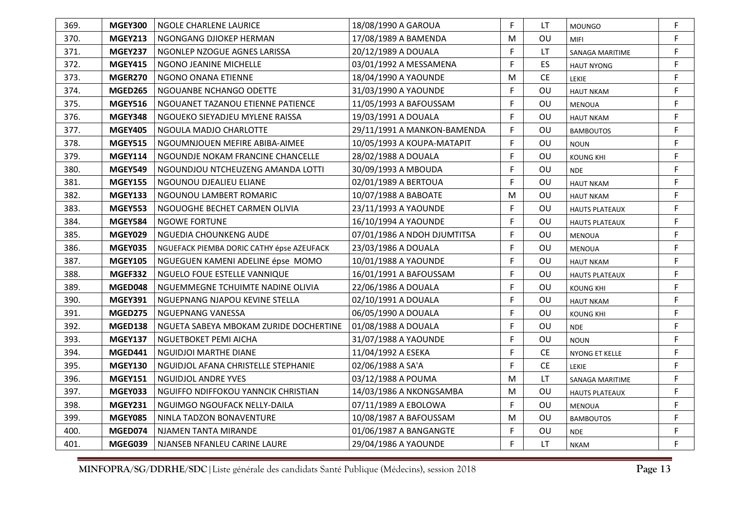| | | | | | | | |
|---|---|---|---|---|---|---|---|
| 369. | **MGEY300** | NGOLE CHARLENE LAURICE | 18/08/1990 A GAROUA | F | LT | MOUNGO | F |
| 370. | **MGEY213** | NGONGANG DJIOKEP HERMAN | 17/08/1989 A BAMENDA | M | OU | MIFI | F |
| 371. | **MGEY237** | NGONLEP NZOGUE AGNES LARISSA | 20/12/1989 A DOUALA | F | LT | SANAGA MARITIME | F |
| 372. | **MGEY415** | NGONO JEANINE MICHELLE | 03/01/1992 A MESSAMENA | F | ES | HAUT NYONG | F |
| 373. | **MGER270** | NGONO ONANA ETIENNE | 18/04/1990 A YAOUNDE | M | CE | LEKIE | F |
| 374. | **MGED265** | NGOUANBE NCHANGO ODETTE | 31/03/1990 A YAOUNDE | F | OU | HAUT NKAM | F |
| 375. | **MGEY516** | NGOUANET TAZANOU ETIENNE PATIENCE | 11/05/1993 A BAFOUSSAM | F | OU | MENOUA | F |
| 376. | **MGEY348** | NGOUEKO SIEYADJEU MYLENE RAISSA | 19/03/1991 A DOUALA | F | OU | HAUT NKAM | F |
| 377. | **MGEY405** | NGOULA MADJO CHARLOTTE | 29/11/1991 A MANKON-BAMENDA | F | OU | BAMBOUTOS | F |
| 378. | **MGEY515** | NGOUMNJOUEN MEFIRE ABIBA-AIMEE | 10/05/1993 A KOUPA-MATAPIT | F | OU | NOUN | F |
| 379. | **MGEY114** | NGOUNDJE NOKAM FRANCINE CHANCELLE | 28/02/1988 A DOUALA | F | OU | KOUNG KHI | F |
| 380. | **MGEY549** | NGOUNDJOU NTCHEUZENG AMANDA LOTTI | 30/09/1993 A MBOUDA | F | OU | NDE | F |
| 381. | **MGEY155** | NGOUNOU DJEALIEU ELIANE | 02/01/1989 A BERTOUA | F | OU | HAUT NKAM | F |
| 382. | **MGEY133** | NGOUNOU LAMBERT ROMARIC | 10/07/1988 A BABOATE | M | OU | HAUT NKAM | F |
| 383. | **MGEY553** | NGOUOGHE BECHET CARMEN OLIVIA | 23/11/1993 A YAOUNDE | F | OU | HAUTS PLATEAUX | F |
| 384. | **MGEY584** | NGOWE FORTUNE | 16/10/1994 A YAOUNDE | F | OU | HAUTS PLATEAUX | F |
| 385. | **MGEY029** | NGUEDIA CHOUNKENG AUDE | 07/01/1986 A NDOH DJUMTITSA | F | OU | MENOUA | F |
| 386. | **MGEY035** | NGUEFACK PIEMBA DORIC CATHY épse AZEUFACK | 23/03/1986 A DOUALA | F | OU | MENOUA | F |
| 387. | **MGEY105** | NGUEGUEN KAMENI ADELINE épse MOMO | 10/01/1988 A YAOUNDE | F | OU | HAUT NKAM | F |
| 388. | **MGEF332** | NGUELO FOUE ESTELLE VANNIQUE | 16/01/1991 A BAFOUSSAM | F | OU | HAUTS PLATEAUX | F |
| 389. | **MGED048** | NGUEMMEGNE TCHUIMTE NADINE OLIVIA | 22/06/1986 A DOUALA | F | OU | KOUNG KHI | F |
| 390. | **MGEY391** | NGUEPNANG NJAPOU KEVINE STELLA | 02/10/1991 A DOUALA | F | OU | HAUT NKAM | F |
| 391. | **MGED275** | NGUEPNANG VANESSA | 06/05/1990 A DOUALA | F | OU | KOUNG KHI | F |
| 392. | **MGED138** | NGUETA SABEYA MBOKAM ZURIDE DOCHERTINE | 01/08/1988 A DOUALA | F | OU | NDE | F |
| 393. | **MGEY137** | NGUETBOKET PEMI AICHA | 31/07/1988 A YAOUNDE | F | OU | NOUN | F |
| 394. | **MGED441** | NGUIDJOI MARTHE DIANE | 11/04/1992 A ESEKA | F | CE | NYONG ET KELLE | F |
| 395. | **MGEY130** | NGUIDJOL AFANA CHRISTELLE STEPHANIE | 02/06/1988 A SA'A | F | CE | LEKIE | F |
| 396. | **MGEY151** | NGUIDJOL ANDRE YVES | 03/12/1988 A POUMA | M | LT | SANAGA MARITIME | F |
| 397. | **MGEY033** | NGUIFFO NDIFFOKOU YANNCIK CHRISTIAN | 14/03/1986 A NKONGSAMBA | M | OU | HAUTS PLATEAUX | F |
| 398. | **MGEY231** | NGUIMGO NGOUFACK NELLY-DAILA | 07/11/1989 A EBOLOWA | F | OU | MENOUA | F |
| 399. | **MGEY085** | NINLA TADZON BONAVENTURE | 10/08/1987 A BAFOUSSAM | M | OU | BAMBOUTOS | F |
| 400. | **MGED074** | NJAMEN TANTA MIRANDE | 01/06/1987 A BANGANGTE | F | OU | NDE | F |
| 401. | **MGEG039** | NJANSEB NFANLEU CARINE LAURE | 29/04/1986 A YAOUNDE | F | LT | NKAM | F |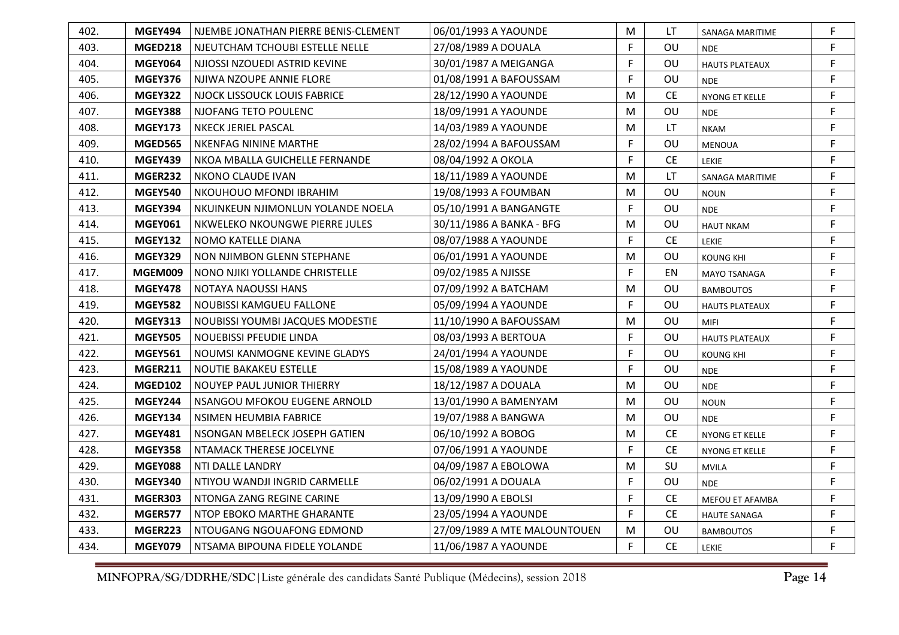| | | | | | | | |
|---|---|---|---|---|---|---|---|
| 402. | **MGEY494** | NJEMBE JONATHAN PIERRE BENIS-CLEMENT | 06/01/1993 A YAOUNDE | M | LT | SANAGA MARITIME | F |
| 403. | **MGED218** | NJEUTCHAM TCHOUBI ESTELLE NELLE | 27/08/1989 A DOUALA | F | OU | NDE | F |
| 404. | **MGEY064** | NJIOSSI NZOUEDI ASTRID KEVINE | 30/01/1987 A MEIGANGA | F | OU | HAUTS PLATEAUX | F |
| 405. | **MGEY376** | NJIWA NZOUPE ANNIE FLORE | 01/08/1991 A BAFOUSSAM | F | OU | NDE | F |
| 406. | **MGEY322** | NJOCK LISSOUCK LOUIS FABRICE | 28/12/1990 A YAOUNDE | M | CE | NYONG ET KELLE | F |
| 407. | **MGEY388** | NJOFANG TETO POULENC | 18/09/1991 A YAOUNDE | M | OU | NDE | F |
| 408. | **MGEY173** | NKECK JERIEL PASCAL | 14/03/1989 A YAOUNDE | M | LT | NKAM | F |
| 409. | **MGED565** | NKENFAG NININE MARTHE | 28/02/1994 A BAFOUSSAM | F | OU | MENOUA | F |
| 410. | **MGEY439** | NKOA MBALLA GUICHELLE FERNANDE | 08/04/1992 A OKOLA | F | CE | LEKIE | F |
| 411. | **MGER232** | NKONO CLAUDE IVAN | 18/11/1989 A YAOUNDE | M | LT | SANAGA MARITIME | F |
| 412. | **MGEY540** | NKOUHOUO MFONDI IBRAHIM | 19/08/1993 A FOUMBAN | M | OU | NOUN | F |
| 413. | **MGEY394** | NKUINKEUN NJIMONLUN YOLANDE NOELA | 05/10/1991 A BANGANGTE | F | OU | NDE | F |
| 414. | **MGEY061** | NKWELEKO NKOUNGWE PIERRE JULES | 30/11/1986 A BANKA - BFG | M | OU | HAUT NKAM | F |
| 415. | **MGEY132** | NOMO KATELLE DIANA | 08/07/1988 A YAOUNDE | F | CE | LEKIE | F |
| 416. | **MGEY329** | NON NJIMBON GLENN STEPHANE | 06/01/1991 A YAOUNDE | M | OU | KOUNG KHI | F |
| 417. | **MGEM009** | NONO NJIKI YOLLANDE CHRISTELLE | 09/02/1985 A NJISSE | F | EN | MAYO TSANAGA | F |
| 418. | **MGEY478** | NOTAYA NAOUSSI HANS | 07/09/1992 A BATCHAM | M | OU | BAMBOUTOS | F |
| 419. | **MGEY582** | NOUBISSI KAMGUEU FALLONE | 05/09/1994 A YAOUNDE | F | OU | HAUTS PLATEAUX | F |
| 420. | **MGEY313** | NOUBISSI YOUMBI JACQUES MODESTIE | 11/10/1990 A BAFOUSSAM | M | OU | MIFI | F |
| 421. | **MGEY505** | NOUEBISSI PFEUDIE LINDA | 08/03/1993 A BERTOUA | F | OU | HAUTS PLATEAUX | F |
| 422. | **MGEY561** | NOUMSI KANMOGNE KEVINE GLADYS | 24/01/1994 A YAOUNDE | F | OU | KOUNG KHI | F |
| 423. | **MGER211** | NOUTIE BAKAKEU ESTELLE | 15/08/1989 A YAOUNDE | F | OU | NDE | F |
| 424. | **MGED102** | NOUYEP PAUL JUNIOR THIERRY | 18/12/1987 A DOUALA | M | OU | NDE | F |
| 425. | **MGEY244** | NSANGOU MFOKOU EUGENE ARNOLD | 13/01/1990 A BAMENYAM | M | OU | NOUN | F |
| 426. | **MGEY134** | NSIMEN HEUMBIA FABRICE | 19/07/1988 A BANGWA | M | OU | NDE | F |
| 427. | **MGEY481** | NSONGAN MBELECK JOSEPH GATIEN | 06/10/1992 A BOBOG | M | CE | NYONG ET KELLE | F |
| 428. | **MGEY358** | NTAMACK THERESE JOCELYNE | 07/06/1991 A YAOUNDE | F | CE | NYONG ET KELLE | F |
| 429. | **MGEY088** | NTI DALLE LANDRY | 04/09/1987 A EBOLOWA | M | SU | MVILA | F |
| 430. | **MGEY340** | NTIYOU WANDJI INGRID CARMELLE | 06/02/1991 A DOUALA | F | OU | NDE | F |
| 431. | **MGER303** | NTONGA ZANG REGINE CARINE | 13/09/1990 A EBOLSI | F | CE | MEFOU ET AFAMBA | F |
| 432. | **MGER577** | NTOP EBOKO MARTHE GHARANTE | 23/05/1994 A YAOUNDE | F | CE | HAUTE SANAGA | F |
| 433. | **MGER223** | NTOUGANG NGOUAFONG EDMOND | 27/09/1989 A MTE MALOUNTOUEN | M | OU | BAMBOUTOS | F |
| 434. | **MGEY079** | NTSAMA BIPOUNA FIDELE YOLANDE | 11/06/1987 A YAOUNDE | F | CE | LEKIE | F |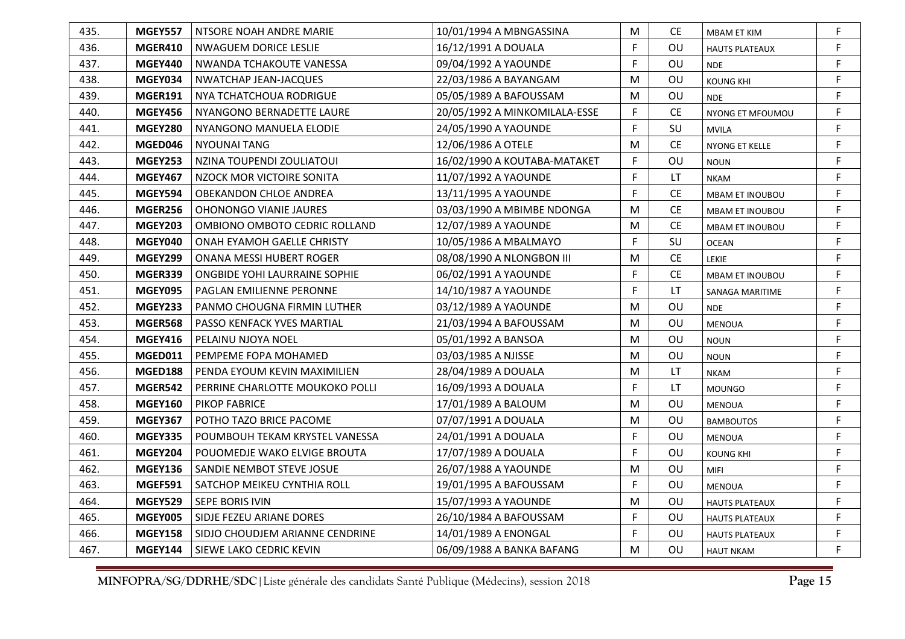| 435. | MGEY557 | NTSORE NOAH ANDRE MARIE | 10/01/1994 A MBNGASSINA | M | CE | MBAM ET KIM | F |
|---|---|---|---|---|---|---|---|
| 436. | MGER410 | NWAGUEM DORICE LESLIE | 16/12/1991 A DOUALA | F | OU | HAUTS PLATEAUX | F |
| 437. | MGEY440 | NWANDA TCHAKOUTE VANESSA | 09/04/1992 A YAOUNDE | F | OU | NDE | F |
| 438. | MGEY034 | NWATCHAP JEAN-JACQUES | 22/03/1986 A BAYANGAM | M | OU | KOUNG KHI | F |
| 439. | MGER191 | NYA TCHATCHOUA RODRIGUE | 05/05/1989 A BAFOUSSAM | M | OU | NDE | F |
| 440. | MGEY456 | NYANGONO BERNADETTE LAURE | 20/05/1992 A MINKOMILALA-ESSE | F | CE | NYONG ET MFOUMOU | F |
| 441. | MGEY280 | NYANGONO MANUELA ELODIE | 24/05/1990 A YAOUNDE | F | SU | MVILA | F |
| 442. | MGED046 | NYOUNAI TANG | 12/06/1986 A OTELE | M | CE | NYONG ET KELLE | F |
| 443. | MGEY253 | NZINA TOUPENDI ZOULIATOUI | 16/02/1990 A KOUTABA-MATAKET | F | OU | NOUN | F |
| 444. | MGEY467 | NZOCK MOR VICTOIRE SONITA | 11/07/1992 A YAOUNDE | F | LT | NKAM | F |
| 445. | MGEY594 | OBEKANDON CHLOE ANDREA | 13/11/1995 A YAOUNDE | F | CE | MBAM ET INOUBOU | F |
| 446. | MGER256 | OHONONGO VIANIE JAURES | 03/03/1990 A MBIMBE NDONGA | M | CE | MBAM ET INOUBOU | F |
| 447. | MGEY203 | OMBIONO OMBOTO CEDRIC ROLLAND | 12/07/1989 A YAOUNDE | M | CE | MBAM ET INOUBOU | F |
| 448. | MGEY040 | ONAH EYAMOH GAELLE CHRISTY | 10/05/1986 A MBALMAYO | F | SU | OCEAN | F |
| 449. | MGEY299 | ONANA MESSI HUBERT ROGER | 08/08/1990 A NLONGBON III | M | CE | LEKIE | F |
| 450. | MGER339 | ONGBIDE YOHI LAURRAINE SOPHIE | 06/02/1991 A YAOUNDE | F | CE | MBAM ET INOUBOU | F |
| 451. | MGEY095 | PAGLAN EMILIENNE PERONNE | 14/10/1987 A YAOUNDE | F | LT | SANAGA MARITIME | F |
| 452. | MGEY233 | PANMO CHOUGNA FIRMIN LUTHER | 03/12/1989 A YAOUNDE | M | OU | NDE | F |
| 453. | MGER568 | PASSO KENFACK YVES MARTIAL | 21/03/1994 A BAFOUSSAM | M | OU | MENOUA | F |
| 454. | MGEY416 | PELAINU NJOYA NOEL | 05/01/1992 A BANSOA | M | OU | NOUN | F |
| 455. | MGED011 | PEMPEME FOPA MOHAMED | 03/03/1985 A NJISSE | M | OU | NOUN | F |
| 456. | MGED188 | PENDA EYOUM KEVIN MAXIMILIEN | 28/04/1989 A DOUALA | M | LT | NKAM | F |
| 457. | MGER542 | PERRINE CHARLOTTE MOUKOKO POLLI | 16/09/1993 A DOUALA | F | LT | MOUNGO | F |
| 458. | MGEY160 | PIKOP FABRICE | 17/01/1989 A BALOUM | M | OU | MENOUA | F |
| 459. | MGEY367 | POTHO TAZO BRICE PACOME | 07/07/1991 A DOUALA | M | OU | BAMBOUTOS | F |
| 460. | MGEY335 | POUMBOUH TEKAM KRYSTEL VANESSA | 24/01/1991 A DOUALA | F | OU | MENOUA | F |
| 461. | MGEY204 | POUOMEDJE WAKO ELVIGE BROUTA | 17/07/1989 A DOUALA | F | OU | KOUNG KHI | F |
| 462. | MGEY136 | SANDIE NEMBOT STEVE JOSUE | 26/07/1988 A YAOUNDE | M | OU | MIFI | F |
| 463. | MGEF591 | SATCHOP MEIKEU CYNTHIA ROLL | 19/01/1995 A BAFOUSSAM | F | OU | MENOUA | F |
| 464. | MGEY529 | SEPE BORIS IVIN | 15/07/1993 A YAOUNDE | M | OU | HAUTS PLATEAUX | F |
| 465. | MGEY005 | SIDJE FEZEU ARIANE DORES | 26/10/1984 A BAFOUSSAM | F | OU | HAUTS PLATEAUX | F |
| 466. | MGEY158 | SIDJO CHOUDJEM ARIANNE CENDRINE | 14/01/1989 A ENONGAL | F | OU | HAUTS PLATEAUX | F |
| 467. | MGEY144 | SIEWE LAKO CEDRIC KEVIN | 06/09/1988 A BANKA BAFANG | M | OU | HAUT NKAM | F |

**MINFOPRA/SG/DDRHE/SDC**|Liste générale des candidats Santé Publique (Médecins), session 2018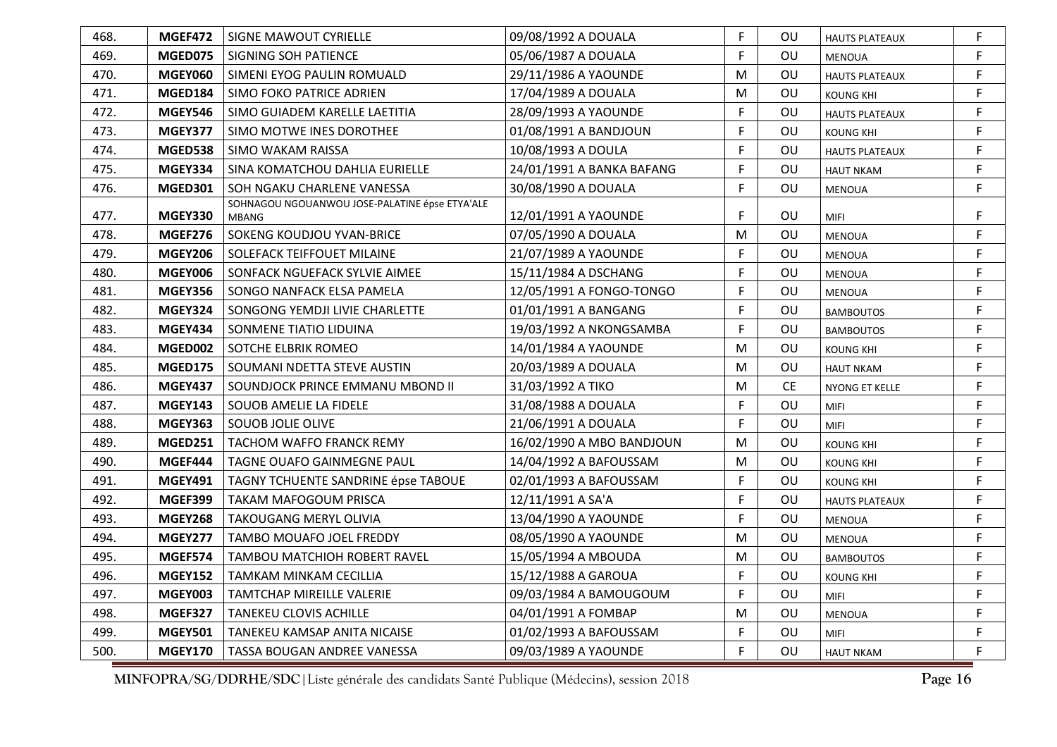| | | | | | | | |
|---|---|---|---|---|---|---|---|
| 468. | **MGEF472** | SIGNE MAWOUT CYRIELLE | 09/08/1992 A DOUALA | F | OU | HAUTS PLATEAUX | F |
| 469. | **MGED075** | SIGNING SOH PATIENCE | 05/06/1987 A DOUALA | F | OU | MENOUA | F |
| 470. | **MGEY060** | SIMENI EYOG PAULIN ROMUALD | 29/11/1986 A YAOUNDE | M | OU | HAUTS PLATEAUX | F |
| 471. | **MGED184** | SIMO FOKO PATRICE ADRIEN | 17/04/1989 A DOUALA | M | OU | KOUNG KHI | F |
| 472. | **MGEY546** | SIMO GUIADEM KARELLE LAETITIA | 28/09/1993 A YAOUNDE | F | OU | HAUTS PLATEAUX | F |
| 473. | **MGEY377** | SIMO MOTWE INES DOROTHEE | 01/08/1991 A BANDJOUN | F | OU | KOUNG KHI | F |
| 474. | **MGED538** | SIMO WAKAM RAISSA | 10/08/1993 A DOULA | F | OU | HAUTS PLATEAUX | F |
| 475. | **MGEY334** | SINA KOMATCHOU DAHLIA EURIELLE | 24/01/1991 A BANKA BAFANG | F | OU | HAUT NKAM | F |
| 476. | **MGED301** | SOH NGAKU CHARLENE VANESSA | 30/08/1990 A DOUALA | F | OU | MENOUA | F |
| 477. | **MGEY330** | SOHNAGOU NGOUANWOU JOSE-PALATINE épse ETYA'ALE MBANG | 12/01/1991 A YAOUNDE | F | OU | MIFI | F |
| 478. | **MGEF276** | SOKENG KOUDJOU YVAN-BRICE | 07/05/1990 A DOUALA | M | OU | MENOUA | F |
| 479. | **MGEY206** | SOLEFACK TEIFFOUET MILAINE | 21/07/1989 A YAOUNDE | F | OU | MENOUA | F |
| 480. | **MGEY006** | SONFACK NGUEFACK SYLVIE AIMEE | 15/11/1984 A DSCHANG | F | OU | MENOUA | F |
| 481. | **MGEY356** | SONGO NANFACK ELSA PAMELA | 12/05/1991 A FONGO-TONGO | F | OU | MENOUA | F |
| 482. | **MGEY324** | SONGONG YEMDJI LIVIE CHARLETTE | 01/01/1991 A BANGANG | F | OU | BAMBOUTOS | F |
| 483. | **MGEY434** | SONMENE TIATIO LIDUINA | 19/03/1992 A NKONGSAMBA | F | OU | BAMBOUTOS | F |
| 484. | **MGED002** | SOTCHE ELBRIK ROMEO | 14/01/1984 A YAOUNDE | M | OU | KOUNG KHI | F |
| 485. | **MGED175** | SOUMANI NDETTA STEVE AUSTIN | 20/03/1989 A DOUALA | M | OU | HAUT NKAM | F |
| 486. | **MGEY437** | SOUNDJOCK PRINCE EMMANU MBOND II | 31/03/1992 A TIKO | M | CE | NYONG ET KELLE | F |
| 487. | **MGEY143** | SOUOB AMELIE LA FIDELE | 31/08/1988 A DOUALA | F | OU | MIFI | F |
| 488. | **MGEY363** | SOUOB JOLIE OLIVE | 21/06/1991 A DOUALA | F | OU | MIFI | F |
| 489. | **MGED251** | TACHOM WAFFO FRANCK REMY | 16/02/1990 A MBO BANDJOUN | M | OU | KOUNG KHI | F |
| 490. | **MGEF444** | TAGNE OUAFO GAINMEGNE PAUL | 14/04/1992 A BAFOUSSAM | M | OU | KOUNG KHI | F |
| 491. | **MGEY491** | TAGNY TCHUENTE SANDRINE épse TABOUE | 02/01/1993 A BAFOUSSAM | F | OU | KOUNG KHI | F |
| 492. | **MGEF399** | TAKAM MAFOGOUM PRISCA | 12/11/1991 A SA'A | F | OU | HAUTS PLATEAUX | F |
| 493. | **MGEY268** | TAKOUGANG MERYL OLIVIA | 13/04/1990 A YAOUNDE | F | OU | MENOUA | F |
| 494. | **MGEY277** | TAMBO MOUAFO JOEL FREDDY | 08/05/1990 A YAOUNDE | M | OU | MENOUA | F |
| 495. | **MGEF574** | TAMBOU MATCHIOH ROBERT RAVEL | 15/05/1994 A MBOUDA | M | OU | BAMBOUTOS | F |
| 496. | **MGEY152** | TAMKAM MINKAM CECILLIA | 15/12/1988 A GAROUA | F | OU | KOUNG KHI | F |
| 497. | **MGEY003** | TAMTCHAP MIREILLE VALERIE | 09/03/1984 A BAMOUGOUM | F | OU | MIFI | F |
| 498. | **MGEF327** | TANEKEU CLOVIS ACHILLE | 04/01/1991 A FOMBAP | M | OU | MENOUA | F |
| 499. | **MGEY501** | TANEKEU KAMSAP ANITA NICAISE | 01/02/1993 A BAFOUSSAM | F | OU | MIFI | F |
| 500. | **MGEY170** | TASSA BOUGAN ANDREE VANESSA | 09/03/1989 A YAOUNDE | F | OU | HAUT NKAM | F |

**MINFOPRA/SG/DDRHE/SDC**|Liste générale des candidats Santé Publique (Médecins), session 2018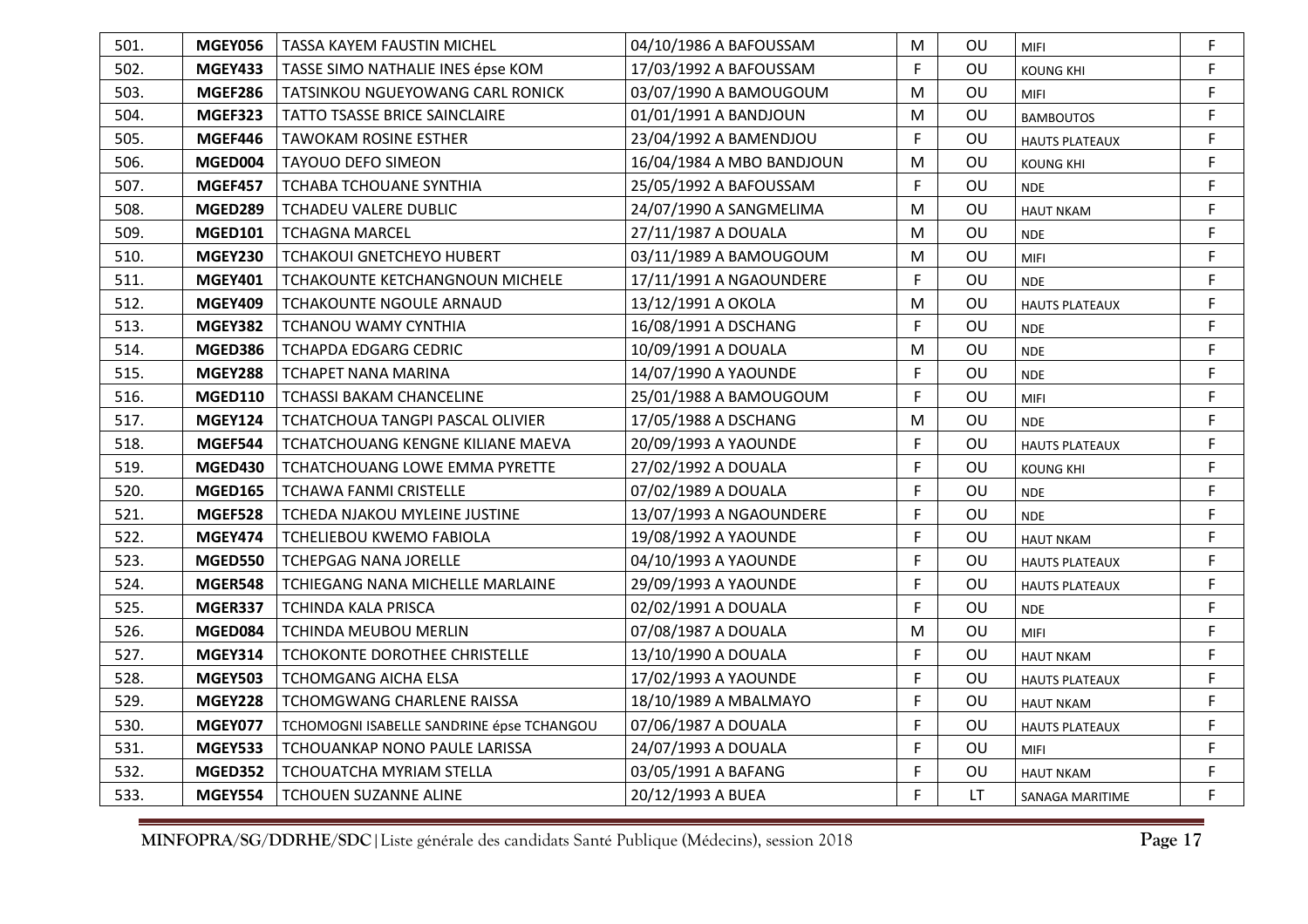| | | | | | | | |
|---|---|---|---|---|---|---|---|
| 501. | **MGEY056** | TASSA KAYEM FAUSTIN MICHEL | 04/10/1986 A BAFOUSSAM | M | OU | MIFI | F |
| 502. | **MGEY433** | TASSE SIMO NATHALIE INES épse KOM | 17/03/1992 A BAFOUSSAM | F | OU | KOUNG KHI | F |
| 503. | **MGEF286** | TATSINKOU NGUEYOWANG CARL RONICK | 03/07/1990 A BAMOUGOUM | M | OU | MIFI | F |
| 504. | **MGEF323** | TATTO TSASSE BRICE SAINCLAIRE | 01/01/1991 A BANDJOUN | M | OU | BAMBOUTOS | F |
| 505. | **MGEF446** | TAWOKAM ROSINE ESTHER | 23/04/1992 A BAMENDJOU | F | OU | HAUTS PLATEAUX | F |
| 506. | **MGED004** | TAYOUO DEFO SIMEON | 16/04/1984 A MBO BANDJOUN | M | OU | KOUNG KHI | F |
| 507. | **MGEF457** | TCHABA TCHOUANE SYNTHIA | 25/05/1992 A BAFOUSSAM | F | OU | NDE | F |
| 508. | **MGED289** | TCHADEU VALERE DUBLIC | 24/07/1990 A SANGMELIMA | M | OU | HAUT NKAM | F |
| 509. | **MGED101** | TCHAGNA MARCEL | 27/11/1987 A DOUALA | M | OU | NDE | F |
| 510. | **MGEY230** | TCHAKOUI GNETCHEYO HUBERT | 03/11/1989 A BAMOUGOUM | M | OU | MIFI | F |
| 511. | **MGEY401** | TCHAKOUNTE KETCHANGNOUN MICHELE | 17/11/1991 A NGAOUNDERE | F | OU | NDE | F |
| 512. | **MGEY409** | TCHAKOUNTE NGOULE ARNAUD | 13/12/1991 A OKOLA | M | OU | HAUTS PLATEAUX | F |
| 513. | **MGEY382** | TCHANOU WAMY CYNTHIA | 16/08/1991 A DSCHANG | F | OU | NDE | F |
| 514. | **MGED386** | TCHAPDA EDGARG CEDRIC | 10/09/1991 A DOUALA | M | OU | NDE | F |
| 515. | **MGEY288** | TCHAPET NANA MARINA | 14/07/1990 A YAOUNDE | F | OU | NDE | F |
| 516. | **MGED110** | TCHASSI BAKAM CHANCELINE | 25/01/1988 A BAMOUGOUM | F | OU | MIFI | F |
| 517. | **MGEY124** | TCHATCHOUA TANGPI PASCAL OLIVIER | 17/05/1988 A DSCHANG | M | OU | NDE | F |
| 518. | **MGEF544** | TCHATCHOUANG KENGNE KILIANE MAEVA | 20/09/1993 A YAOUNDE | F | OU | HAUTS PLATEAUX | F |
| 519. | **MGED430** | TCHATCHOUANG LOWE EMMA PYRETTE | 27/02/1992 A DOUALA | F | OU | KOUNG KHI | F |
| 520. | **MGED165** | TCHAWA FANMI CRISTELLE | 07/02/1989 A DOUALA | F | OU | NDE | F |
| 521. | **MGEF528** | TCHEDA NJAKOU MYLEINE JUSTINE | 13/07/1993 A NGAOUNDERE | F | OU | NDE | F |
| 522. | **MGEY474** | TCHELIEBOU KWEMO FABIOLA | 19/08/1992 A YAOUNDE | F | OU | HAUT NKAM | F |
| 523. | **MGED550** | TCHEPGAG NANA JORELLE | 04/10/1993 A YAOUNDE | F | OU | HAUTS PLATEAUX | F |
| 524. | **MGER548** | TCHIEGANG NANA MICHELLE MARLAINE | 29/09/1993 A YAOUNDE | F | OU | HAUTS PLATEAUX | F |
| 525. | **MGER337** | TCHINDA KALA PRISCA | 02/02/1991 A DOUALA | F | OU | NDE | F |
| 526. | **MGED084** | TCHINDA MEUBOU MERLIN | 07/08/1987 A DOUALA | M | OU | MIFI | F |
| 527. | **MGEY314** | TCHOKONTE DOROTHEE CHRISTELLE | 13/10/1990 A DOUALA | F | OU | HAUT NKAM | F |
| 528. | **MGEY503** | TCHOMGANG AICHA ELSA | 17/02/1993 A YAOUNDE | F | OU | HAUTS PLATEAUX | F |
| 529. | **MGEY228** | TCHOMGWANG CHARLENE RAISSA | 18/10/1989 A MBALMAYO | F | OU | HAUT NKAM | F |
| 530. | **MGEY077** | TCHOMOGNI ISABELLE SANDRINE épse TCHANGOU | 07/06/1987 A DOUALA | F | OU | HAUTS PLATEAUX | F |
| 531. | **MGEY533** | TCHOUANKAP NONO PAULE LARISSA | 24/07/1993 A DOUALA | F | OU | MIFI | F |
| 532. | **MGED352** | TCHOUATCHA MYRIAM STELLA | 03/05/1991 A BAFANG | F | OU | HAUT NKAM | F |
| 533. | **MGEY554** | TCHOUEN SUZANNE ALINE | 20/12/1993 A BUEA | F | LT | SANAGA MARITIME | F |

**MINFOPRA/SG/DDRHE/SDC**|Liste générale des candidats Santé Publique (Médecins), session 2018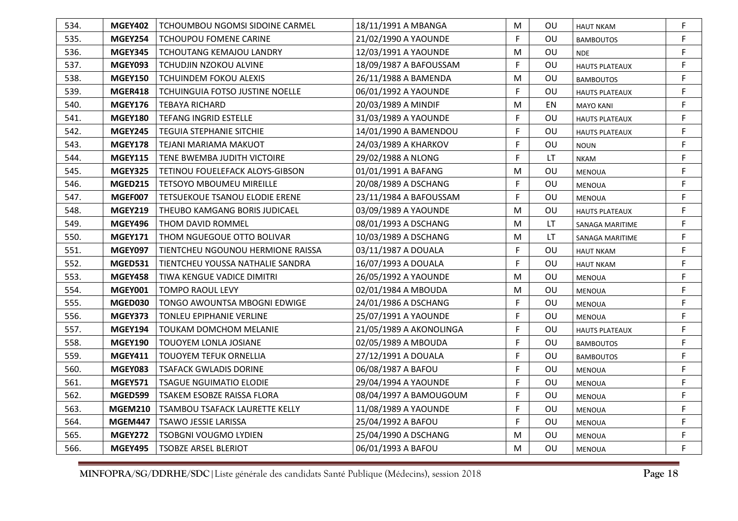| | | | | | | | |
|---|---|---|---|---|---|---|---|
| 534. | **MGEY402** | TCHOUMBOU NGOMSI SIDOINE CARMEL | 18/11/1991 A MBANGA | M | OU | HAUT NKAM | F |
| 535. | **MGEY254** | TCHOUPOU FOMENE CARINE | 21/02/1990 A YAOUNDE | F | OU | BAMBOUTOS | F |
| 536. | **MGEY345** | TCHOUTANG KEMAJOU LANDRY | 12/03/1991 A YAOUNDE | M | OU | NDE | F |
| 537. | **MGEY093** | TCHUDJIN NZOKOU ALVINE | 18/09/1987 A BAFOUSSAM | F | OU | HAUTS PLATEAUX | F |
| 538. | **MGEY150** | TCHUINDEM FOKOU ALEXIS | 26/11/1988 A BAMENDA | M | OU | BAMBOUTOS | F |
| 539. | **MGER418** | TCHUINGUIA FOTSO JUSTINE NOELLE | 06/01/1992 A YAOUNDE | F | OU | HAUTS PLATEAUX | F |
| 540. | **MGEY176** | TEBAYA RICHARD | 20/03/1989 A MINDIF | M | EN | MAYO KANI | F |
| 541. | **MGEY180** | TEFANG INGRID ESTELLE | 31/03/1989 A YAOUNDE | F | OU | HAUTS PLATEAUX | F |
| 542. | **MGEY245** | TEGUIA STEPHANIE SITCHIE | 14/01/1990 A BAMENDOU | F | OU | HAUTS PLATEAUX | F |
| 543. | **MGEY178** | TEJANI MARIAMA MAKUOT | 24/03/1989 A KHARKOV | F | OU | NOUN | F |
| 544. | **MGEY115** | TENE BWEMBA JUDITH VICTOIRE | 29/02/1988 A NLONG | F | LT | NKAM | F |
| 545. | **MGEY325** | TETINOU FOUELEFACK ALOYS-GIBSON | 01/01/1991 A BAFANG | M | OU | MENOUA | F |
| 546. | **MGED215** | TETSOYO MBOUMEU MIREILLE | 20/08/1989 A DSCHANG | F | OU | MENOUA | F |
| 547. | **MGEF007** | TETSUEKOUE TSANOU ELODIE ERENE | 23/11/1984 A BAFOUSSAM | F | OU | MENOUA | F |
| 548. | **MGEY219** | THEUBO KAMGANG BORIS JUDICAEL | 03/09/1989 A YAOUNDE | M | OU | HAUTS PLATEAUX | F |
| 549. | **MGEY496** | THOM DAVID ROMMEL | 08/01/1993 A DSCHANG | M | LT | SANAGA MARITIME | F |
| 550. | **MGEY171** | THOM NGUEGOUE OTTO BOLIVAR | 10/03/1989 A DSCHANG | M | LT | SANAGA MARITIME | F |
| 551. | **MGEY097** | TIENTCHEU NGOUNOU HERMIONE RAISSA | 03/11/1987 A DOUALA | F | OU | HAUT NKAM | F |
| 552. | **MGED531** | TIENTCHEU YOUSSA NATHALIE SANDRA | 16/07/1993 A DOUALA | F | OU | HAUT NKAM | F |
| 553. | **MGEY458** | TIWA KENGUE VADICE DIMITRI | 26/05/1992 A YAOUNDE | M | OU | MENOUA | F |
| 554. | **MGEY001** | TOMPO RAOUL LEVY | 02/01/1984 A MBOUDA | M | OU | MENOUA | F |
| 555. | **MGED030** | TONGO AWOUNTSA MBOGNI EDWIGE | 24/01/1986 A DSCHANG | F | OU | MENOUA | F |
| 556. | **MGEY373** | TONLEU EPIPHANIE VERLINE | 25/07/1991 A YAOUNDE | F | OU | MENOUA | F |
| 557. | **MGEY194** | TOUKAM DOMCHOM MELANIE | 21/05/1989 A AKONOLINGA | F | OU | HAUTS PLATEAUX | F |
| 558. | **MGEY190** | TOUOYEM LONLA JOSIANE | 02/05/1989 A MBOUDA | F | OU | BAMBOUTOS | F |
| 559. | **MGEY411** | TOUOYEM TEFUK ORNELLIA | 27/12/1991 A DOUALA | F | OU | BAMBOUTOS | F |
| 560. | **MGEY083** | TSAFACK GWLADIS DORINE | 06/08/1987 A BAFOU | F | OU | MENOUA | F |
| 561. | **MGEY571** | TSAGUE NGUIMATIO ELODIE | 29/04/1994 A YAOUNDE | F | OU | MENOUA | F |
| 562. | **MGED599** | TSAKEM ESOBZE RAISSA FLORA | 08/04/1997 A BAMOUGOUM | F | OU | MENOUA | F |
| 563. | **MGEM210** | TSAMBOU TSAFACK LAURETTE KELLY | 11/08/1989 A YAOUNDE | F | OU | MENOUA | F |
| 564. | **MGEM447** | TSAWO JESSIE LARISSA | 25/04/1992 A BAFOU | F | OU | MENOUA | F |
| 565. | **MGEY272** | TSOBGNI VOUGMO LYDIEN | 25/04/1990 A DSCHANG | M | OU | MENOUA | F |
| 566. | **MGEY495** | TSOBZE ARSEL BLERIOT | 06/01/1993 A BAFOU | M | OU | MENOUA | F |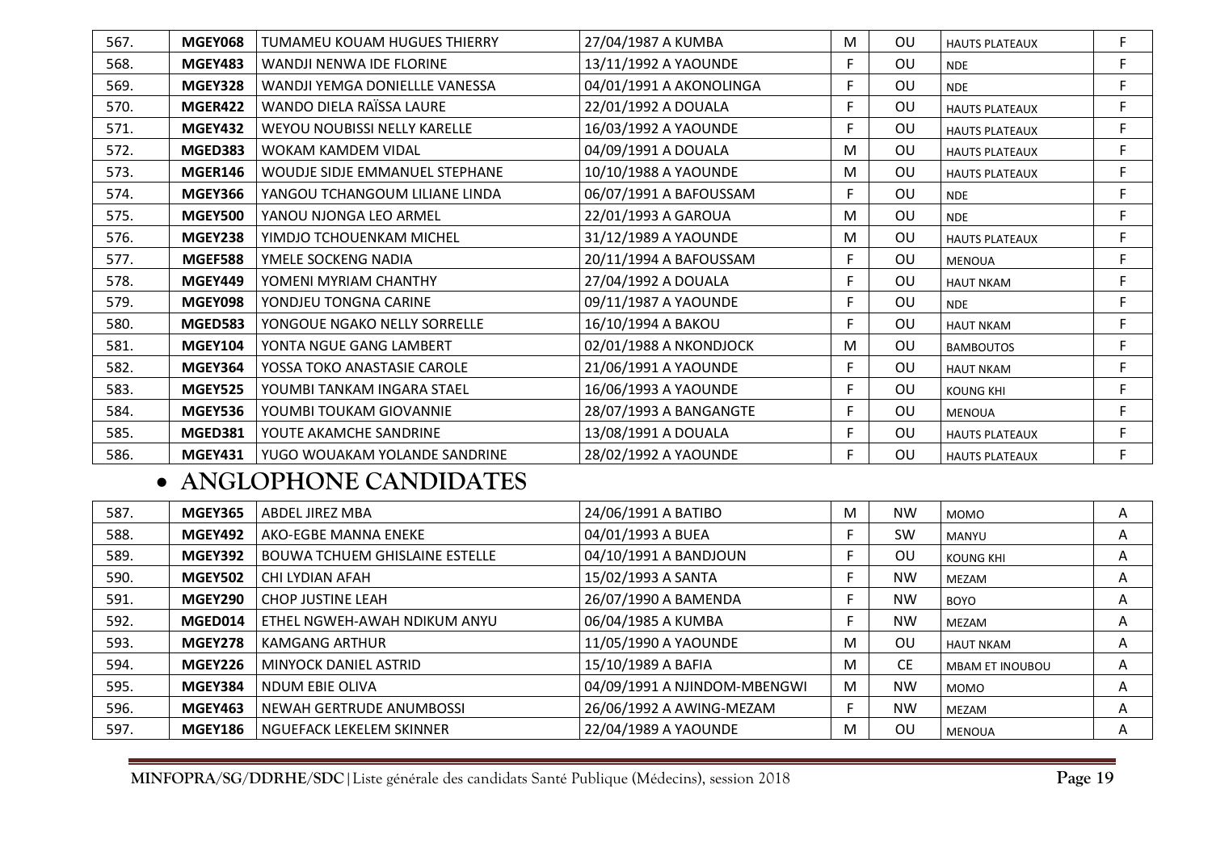| 567. | MGEY068 | TUMAMEU KOUAM HUGUES THIERRY | 27/04/1987 A KUMBA | M | OU | HAUTS PLATEAUX | F |
|---|---|---|---|---|---|---|---|
| 568. | MGEY483 | WANDJI NENWA IDE FLORINE | 13/11/1992 A YAOUNDE | F | OU | NDE | F |
| 569. | MGEY328 | WANDJI YEMGA DONIELLLE VANESSA | 04/01/1991 A AKONOLINGA | F | OU | NDE | F |
| 570. | MGER422 | WANDO DIELA RAÏSSA LAURE | 22/01/1992 A DOUALA | F | OU | HAUTS PLATEAUX | F |
| 571. | MGEY432 | WEYOU NOUBISSI NELLY KARELLE | 16/03/1992 A YAOUNDE | F | OU | HAUTS PLATEAUX | F |
| 572. | MGED383 | WOKAM KAMDEM VIDAL | 04/09/1991 A DOUALA | M | OU | HAUTS PLATEAUX | F |
| 573. | MGER146 | WOUDJE SIDJE EMMANUEL STEPHANE | 10/10/1988 A YAOUNDE | M | OU | HAUTS PLATEAUX | F |
| 574. | MGEY366 | YANGOU TCHANGOUM LILIANE LINDA | 06/07/1991 A BAFOUSSAM | F | OU | NDE | F |
| 575. | MGEY500 | YANOU NJONGA LEO ARMEL | 22/01/1993 A GAROUA | M | OU | NDE | F |
| 576. | MGEY238 | YIMDJO TCHOUENKAM MICHEL | 31/12/1989 A YAOUNDE | M | OU | HAUTS PLATEAUX | F |
| 577. | MGEF588 | YMELE SOCKENG NADIA | 20/11/1994 A BAFOUSSAM | F | OU | MENOUA | F |
| 578. | MGEY449 | YOMENI MYRIAM CHANTHY | 27/04/1992 A DOUALA | F | OU | HAUT NKAM | F |
| 579. | MGEY098 | YONDJEU TONGNA CARINE | 09/11/1987 A YAOUNDE | F | OU | NDE | F |
| 580. | MGED583 | YONGOUE NGAKO NELLY SORRELLE | 16/10/1994 A BAKOU | F | OU | HAUT NKAM | F |
| 581. | MGEY104 | YONTA NGUE GANG LAMBERT | 02/01/1988 A NKONDJOCK | M | OU | BAMBOUTOS | F |
| 582. | MGEY364 | YOSSA TOKO ANASTASIE CAROLE | 21/06/1991 A YAOUNDE | F | OU | HAUT NKAM | F |
| 583. | MGEY525 | YOUMBI TANKAM INGARA STAEL | 16/06/1993 A YAOUNDE | F | OU | KOUNG KHI | F |
| 584. | MGEY536 | YOUMBI TOUKAM GIOVANNIE | 28/07/1993 A BANGANGTE | F | OU | MENOUA | F |
| 585. | MGED381 | YOUTE AKAMCHE SANDRINE | 13/08/1991 A DOUALA | F | OU | HAUTS PLATEAUX | F |
| 586. | MGEY431 | YUGO WOUAKAM YOLANDE SANDRINE | 28/02/1992 A YAOUNDE | F | OU | HAUTS PLATEAUX | F |

- **ANGLOPHONE CANDIDATES**

| 587. | MGEY365 | ABDEL JIREZ MBA | 24/06/1991 A BATIBO | M | NW | MOMO | A |
|---|---|---|---|---|---|---|---|
| 588. | MGEY492 | AKO-EGBE MANNA ENEKE | 04/01/1993 A BUEA | F | SW | MANYU | A |
| 589. | MGEY392 | BOUWA TCHUEM GHISLAINE ESTELLE | 04/10/1991 A BANDJOUN | F | OU | KOUNG KHI | A |
| 590. | MGEY502 | CHI LYDIAN AFAH | 15/02/1993 A SANTA | F | NW | MEZAM | A |
| 591. | MGEY290 | CHOP JUSTINE LEAH | 26/07/1990 A BAMENDA | F | NW | BOYO | A |
| 592. | MGED014 | ETHEL NGWEH-AWAH NDIKUM ANYU | 06/04/1985 A KUMBA | F | NW | MEZAM | A |
| 593. | MGEY278 | KAMGANG ARTHUR | 11/05/1990 A YAOUNDE | M | OU | HAUT NKAM | A |
| 594. | MGEY226 | MINYOCK DANIEL ASTRID | 15/10/1989 A BAFIA | M | CE | MBAM ET INOUBOU | A |
| 595. | MGEY384 | NDUM EBIE OLIVA | 04/09/1991 A NJINDOM-MBENGWI | M | NW | MOMO | A |
| 596. | MGEY463 | NEWAH GERTRUDE ANUMBOSSI | 26/06/1992 A AWING-MEZAM | F | NW | MEZAM | A |
| 597. | MGEY186 | NGUEFACK LEKELEM SKINNER | 22/04/1989 A YAOUNDE | M | OU | MENOUA | A |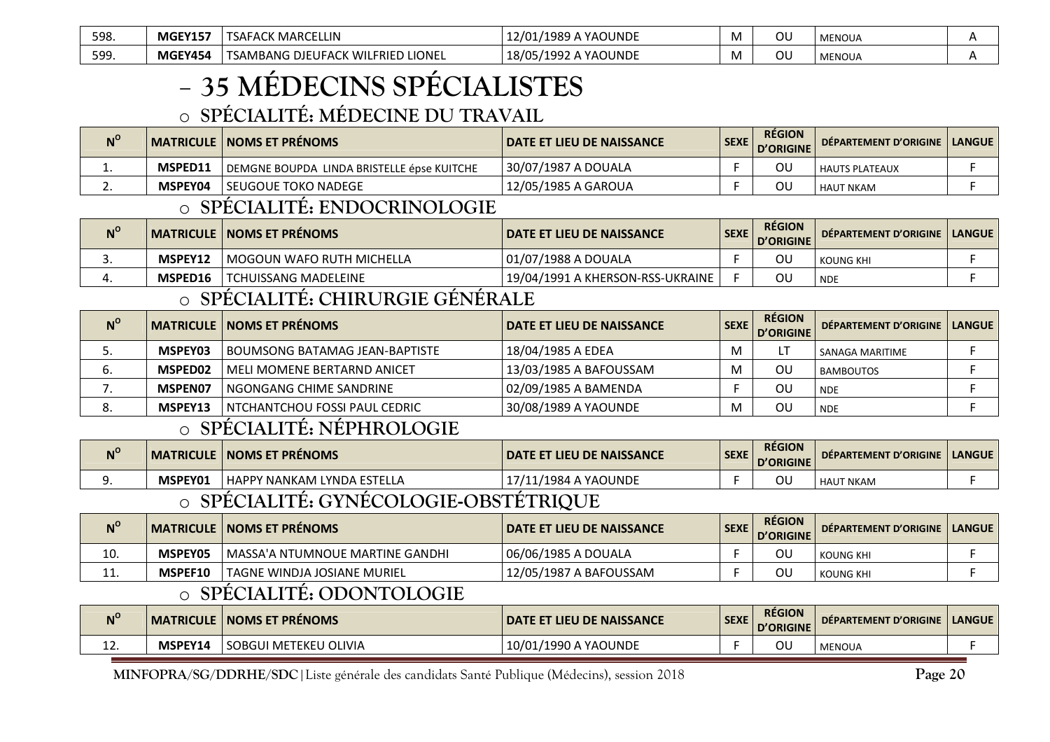| 598. | MGEY157 | TSAFACK MARCELLIN | 12/01/1989 A YAOUNDE | M | OU | MENOUA | A |
|---|---|---|---|---|---|---|---|
| 599. | MGEY454 | TSAMBANG DJEUFACK WILFRIED LIONEL | 18/05/1992 A YAOUNDE | M | OU | MENOUA | A |

# – 35 MÉDECINS SPÉCIALISTES

## ○ SPÉCIALITÉ: MÉDECINE DU TRAVAIL

| N° | MATRICULE | NOMS ET PRÉNOMS | DATE ET LIEU DE NAISSANCE | SEXE | RÉGION D'ORIGINE | DÉPARTEMENT D'ORIGINE | LANGUE |
|---|---|---|---|---|---|---|---|
| 1. | MSPED11 | DEMGNE BOUPDA LINDA BRISTELLE épse KUITCHE | 30/07/1987 A DOUALA | F | OU | HAUTS PLATEAUX | F |
| 2. | MSPEY04 | SEUGOUE TOKO NADEGE | 12/05/1985 A GAROUA | F | OU | HAUT NKAM | F |

## ○ SPÉCIALITÉ: ENDOCRINOLOGIE

| N° | MATRICULE | NOMS ET PRÉNOMS | DATE ET LIEU DE NAISSANCE | SEXE | RÉGION D'ORIGINE | DÉPARTEMENT D'ORIGINE | LANGUE |
|---|---|---|---|---|---|---|---|
| 3. | MSPEY12 | MOGOUN WAFO RUTH MICHELLA | 01/07/1988 A DOUALA | F | OU | KOUNG KHI | F |
| 4. | MSPED16 | TCHUISSANG MADELEINE | 19/04/1991 A KHERSON-RSS-UKRAINE | F | OU | NDE | F |

## ○ SPÉCIALITÉ: CHIRURGIE GÉNÉRALE

| N° | MATRICULE | NOMS ET PRÉNOMS | DATE ET LIEU DE NAISSANCE | SEXE | RÉGION D'ORIGINE | DÉPARTEMENT D'ORIGINE | LANGUE |
|---|---|---|---|---|---|---|---|
| 5. | MSPEY03 | BOUMSONG BATAMAG JEAN-BAPTISTE | 18/04/1985 A EDEA | M | LT | SANAGA MARITIME | F |
| 6. | MSPED02 | MELI MOMENE BERTARND ANICET | 13/03/1985 A BAFOUSSAM | M | OU | BAMBOUTOS | F |
| 7. | MSPEN07 | NGONGANG CHIME SANDRINE | 02/09/1985 A BAMENDA | F | OU | NDE | F |
| 8. | MSPEY13 | NTCHANTCHOU FOSSI PAUL CEDRIC | 30/08/1989 A YAOUNDE | M | OU | NDE | F |

## ○ SPÉCIALITÉ: NÉPHROLOGIE

| N° | MATRICULE | NOMS ET PRÉNOMS | DATE ET LIEU DE NAISSANCE | SEXE | RÉGION D'ORIGINE | DÉPARTEMENT D'ORIGINE | LANGUE |
|---|---|---|---|---|---|---|---|
| 9. | MSPEY01 | HAPPY NANKAM LYNDA ESTELLA | 17/11/1984 A YAOUNDE | F | OU | HAUT NKAM | F |

## ○ SPÉCIALITÉ: GYNÉCOLOGIE-OBSTÉTRIQUE

| N° | MATRICULE | NOMS ET PRÉNOMS | DATE ET LIEU DE NAISSANCE | SEXE | RÉGION D'ORIGINE | DÉPARTEMENT D'ORIGINE | LANGUE |
|---|---|---|---|---|---|---|---|
| 10. | MSPEY05 | MASSA'A NTUMNOUE MARTINE GANDHI | 06/06/1985 A DOUALA | F | OU | KOUNG KHI | F |
| 11. | MSPEF10 | TAGNE WINDJA JOSIANE MURIEL | 12/05/1987 A BAFOUSSAM | F | OU | KOUNG KHI | F |

## ○ SPÉCIALITÉ: ODONTOLOGIE

| N° | MATRICULE | NOMS ET PRÉNOMS | DATE ET LIEU DE NAISSANCE | SEXE | RÉGION D'ORIGINE | DÉPARTEMENT D'ORIGINE | LANGUE |
|---|---|---|---|---|---|---|---|
| 12. | MSPEY14 | SOBGUI METEKEU OLIVIA | 10/01/1990 A YAOUNDE | F | OU | MENOUA | F |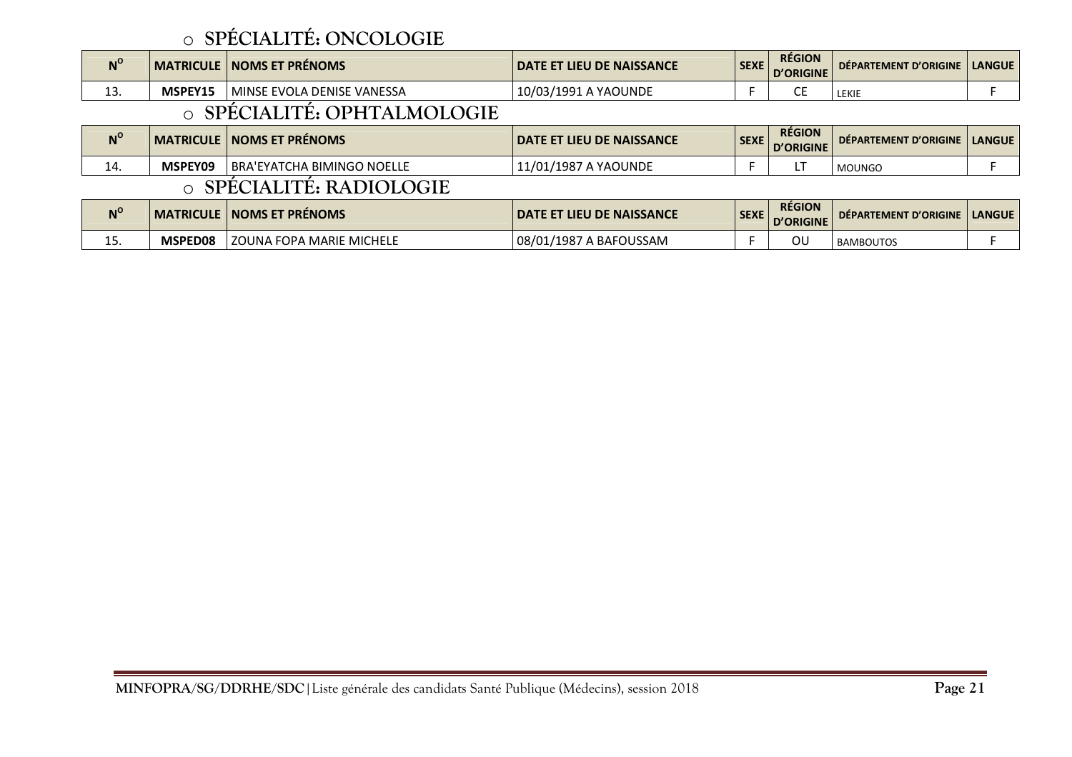- **SPÉCIALITÉ: ONCOLOGIE**

| N<sup>O</sup> | MATRICULE | NOMS ET PRÉNOMS | DATE ET LIEU DE NAISSANCE | SEXE | RÉGION D'ORIGINE | DÉPARTEMENT D'ORIGINE | LANGUE |
|---|---|---|---|---|---|---|---|
| 13. | MSPEY15 | MINSE EVOLA DENISE VANESSA | 10/03/1991 A YAOUNDE | F | CE | LEKIE | F |

- **SPÉCIALITÉ: OPHTALMOLOGIE**

| N<sup>O</sup> | MATRICULE | NOMS ET PRÉNOMS | DATE ET LIEU DE NAISSANCE | SEXE | RÉGION D'ORIGINE | DÉPARTEMENT D'ORIGINE | LANGUE |
|---|---|---|---|---|---|---|---|
| 14. | MSPEY09 | BRA'EYATCHA BIMINGO NOELLE | 11/01/1987 A YAOUNDE | F | LT | MOUNGO | F |

- **SPÉCIALITÉ: RADIOLOGIE**

| N<sup>O</sup> | MATRICULE | NOMS ET PRÉNOMS | DATE ET LIEU DE NAISSANCE | SEXE | RÉGION D'ORIGINE | DÉPARTEMENT D'ORIGINE | LANGUE |
|---|---|---|---|---|---|---|---|
| 15. | MSPED08 | ZOUNA FOPA MARIE MICHELE | 08/01/1987 A BAFOUSSAM | F | OU | BAMBOUTOS | F |